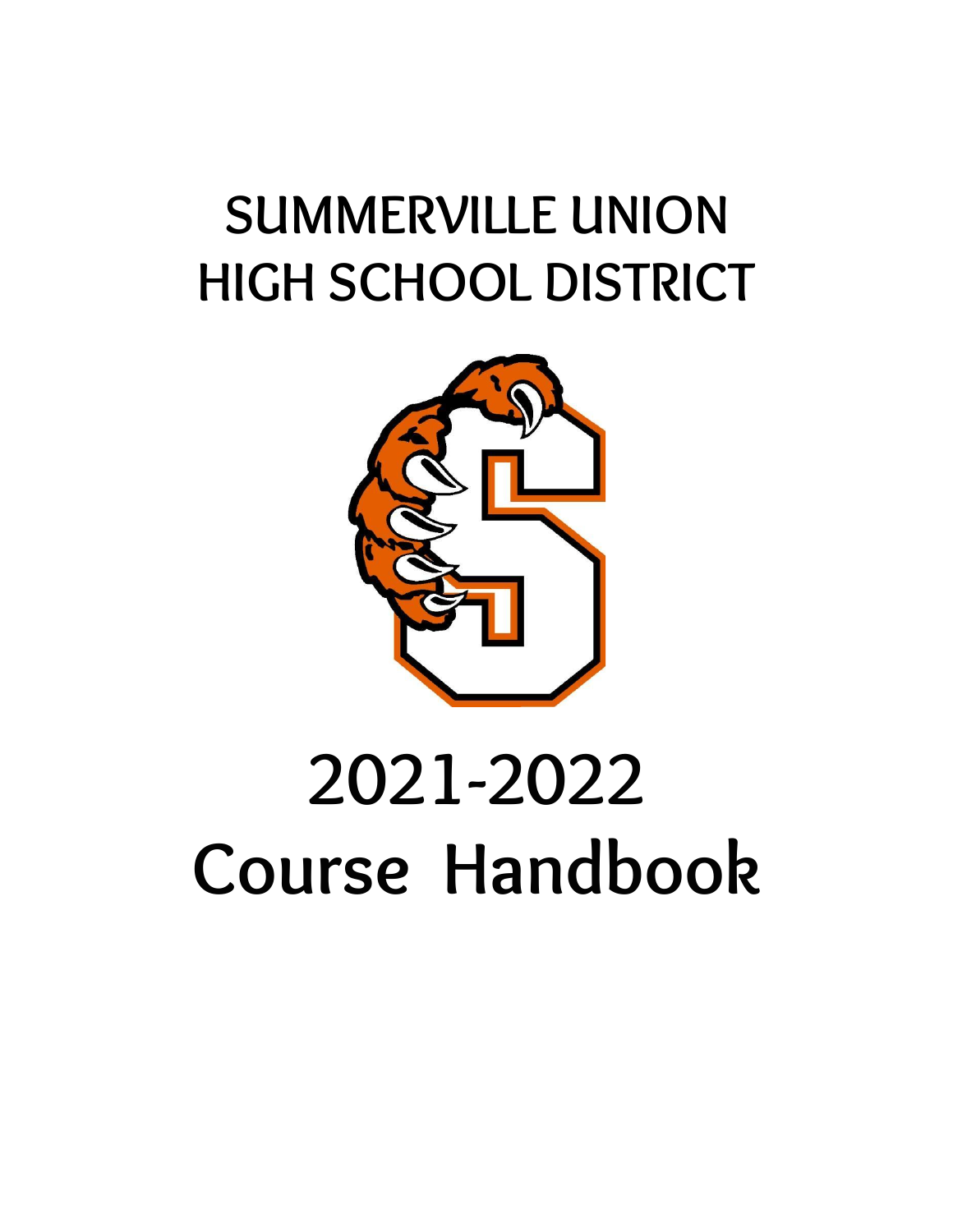# SUMMERVILLE UNION HIGH SCHOOL DISTRICT

# 2021-2022 Course Handbook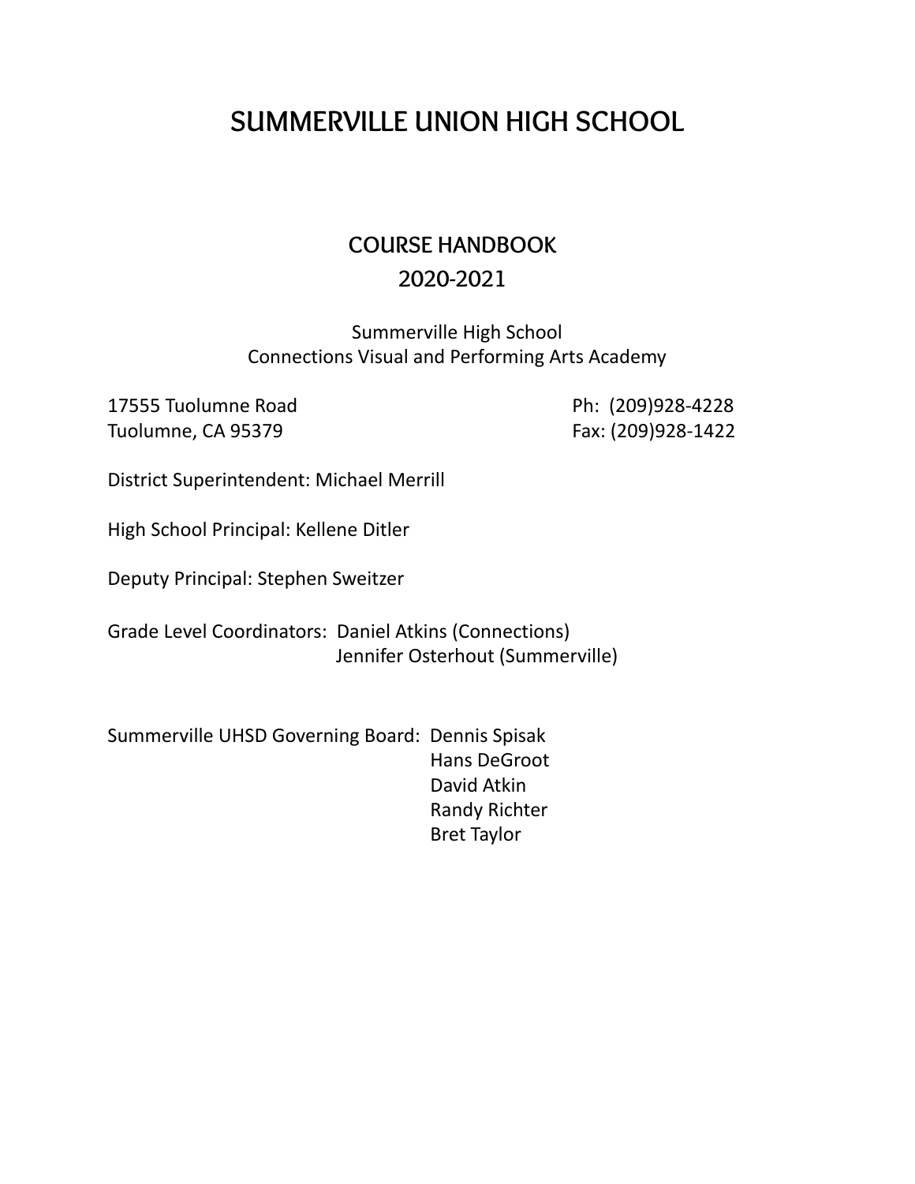# SUMMERVILLE UNION HIGH SCHOOL

## COURSE HANDBOOK

## 2020-2021

Summerville High School
Connections Visual and Performing Arts Academy

17555 Tuolumne Road
Tuolumne, CA 95379

Ph: (209)928-4228
Fax: (209)928-1422

District Superintendent: Michael Merrill

High School Principal: Kellene Ditler

Deputy Principal: Stephen Sweitzer

Grade Level Coordinators: Daniel Atkins (Connections)
Jennifer Osterhout (Summerville)

Summerville UHSD Governing Board: Dennis Spisak
Hans DeGroot
David Atkin
Randy Richter
Bret Taylor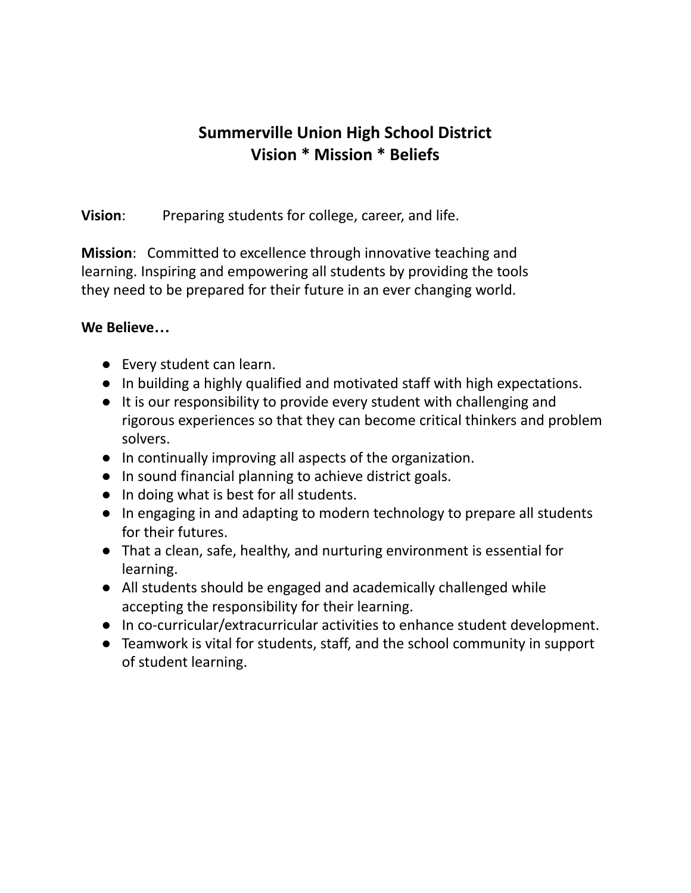# Summerville Union High School District
# Vision * Mission * Beliefs

**Vision**: Preparing students for college, career, and life.

**Mission**: Committed to excellence through innovative teaching and learning. Inspiring and empowering all students by providing the tools they need to be prepared for their future in an ever changing world.

**We Believe…**

- Every student can learn.
- In building a highly qualified and motivated staff with high expectations.
- It is our responsibility to provide every student with challenging and rigorous experiences so that they can become critical thinkers and problem solvers.
- In continually improving all aspects of the organization.
- In sound financial planning to achieve district goals.
- In doing what is best for all students.
- In engaging in and adapting to modern technology to prepare all students for their futures.
- That a clean, safe, healthy, and nurturing environment is essential for learning.
- All students should be engaged and academically challenged while accepting the responsibility for their learning.
- In co-curricular/extracurricular activities to enhance student development.
- Teamwork is vital for students, staff, and the school community in support of student learning.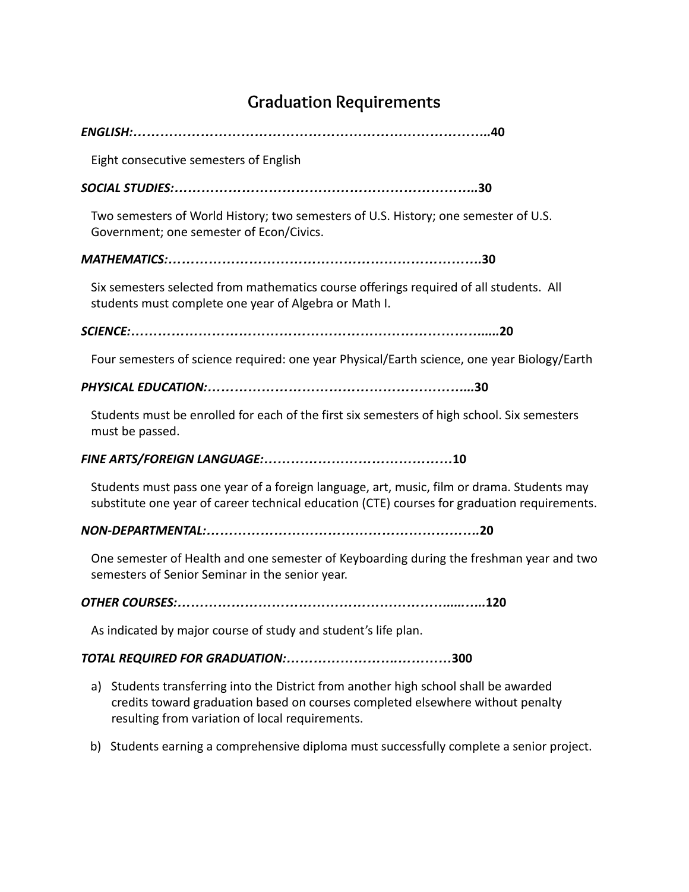# Graduation Requirements

***ENGLISH:……………………………………………………………………..*40**

Eight consecutive semesters of English

***SOCIAL STUDIES:…………………………………………………………..*30**

Two semesters of World History; two semesters of U.S. History; one semester of U.S. Government; one semester of Econ/Civics.

***MATHEMATICS:…………………………………………………………….*30**

Six semesters selected from mathematics course offerings required of all students. All students must complete one year of Algebra or Math I.

***SCIENCE:…………………………………………………………………..…*20**

Four semesters of science required: one year Physical/Earth science, one year Biology/Earth

***PHYSICAL EDUCATION:…………………………………………………...*30**

Students must be enrolled for each of the first six semesters of high school. Six semesters must be passed.

***FINE ARTS/FOREIGN LANGUAGE:……………………………………*10**

Students must pass one year of a foreign language, art, music, film or drama. Students may substitute one year of career technical education (CTE) courses for graduation requirements.

***NON-DEPARTMENTAL:……………………………………………………..*20**

One semester of Health and one semester of Keyboarding during the freshman year and two semesters of Senior Seminar in the senior year.

***OTHER COURSES:…………………………………………………….....…*120**

As indicated by major course of study and student's life plan.

***TOTAL REQUIRED FOR GRADUATION:……………………….…………*300**

a) Students transferring into the District from another high school shall be awarded credits toward graduation based on courses completed elsewhere without penalty resulting from variation of local requirements.

b) Students earning a comprehensive diploma must successfully complete a senior project.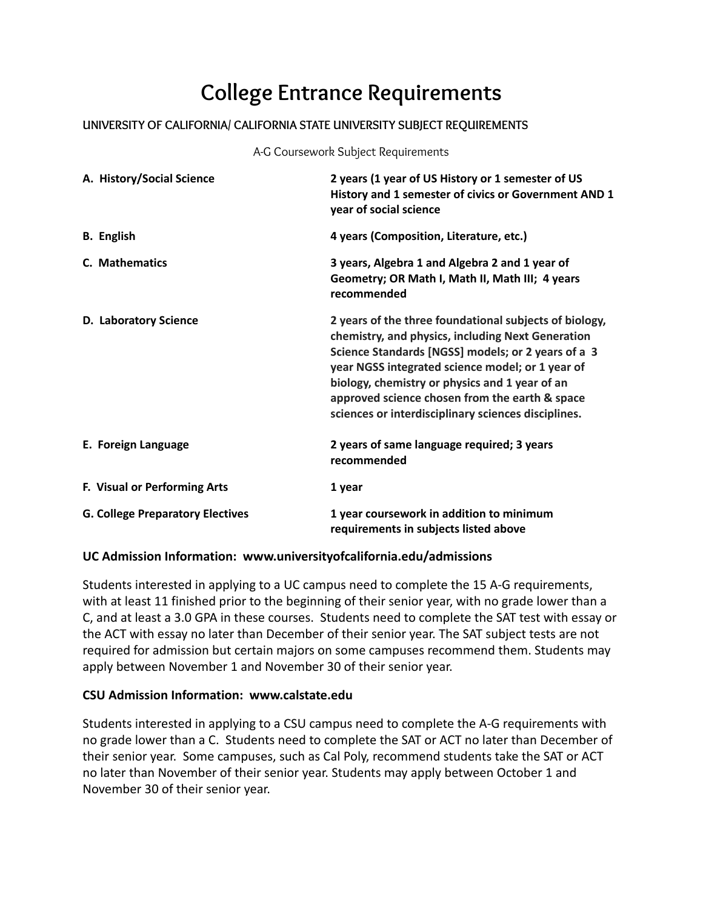# College Entrance Requirements

UNIVERSITY OF CALIFORNIA/ CALIFORNIA STATE UNIVERSITY SUBJECT REQUIREMENTS

A-G Coursework Subject Requirements

| | |
|---|---|
| **A. History/Social Science** | **2 years (1 year of US History or 1 semester of US History and 1 semester of civics or Government AND 1 year of social science** |
| **B. English** | **4 years (Composition, Literature, etc.)** |
| **C. Mathematics** | **3 years, Algebra 1 and Algebra 2 and 1 year of Geometry; OR Math I, Math II, Math III; 4 years recommended** |
| **D. Laboratory Science** | **2 years of the three foundational subjects of biology, chemistry, and physics, including Next Generation Science Standards [NGSS] models; or 2 years of a 3 year NGSS integrated science model; or 1 year of biology, chemistry or physics and 1 year of an approved science chosen from the earth & space sciences or interdisciplinary sciences disciplines.** |
| **E. Foreign Language** | **2 years of same language required; 3 years recommended** |
| **F. Visual or Performing Arts** | **1 year** |
| **G. College Preparatory Electives** | **1 year coursework in addition to minimum requirements in subjects listed above** |

**UC Admission Information: www.universityofcalifornia.edu/admissions**

Students interested in applying to a UC campus need to complete the 15 A-G requirements, with at least 11 finished prior to the beginning of their senior year, with no grade lower than a C, and at least a 3.0 GPA in these courses. Students need to complete the SAT test with essay or the ACT with essay no later than December of their senior year. The SAT subject tests are not required for admission but certain majors on some campuses recommend them. Students may apply between November 1 and November 30 of their senior year.

**CSU Admission Information: www.calstate.edu**

Students interested in applying to a CSU campus need to complete the A-G requirements with no grade lower than a C. Students need to complete the SAT or ACT no later than December of their senior year. Some campuses, such as Cal Poly, recommend students take the SAT or ACT no later than November of their senior year. Students may apply between October 1 and November 30 of their senior year.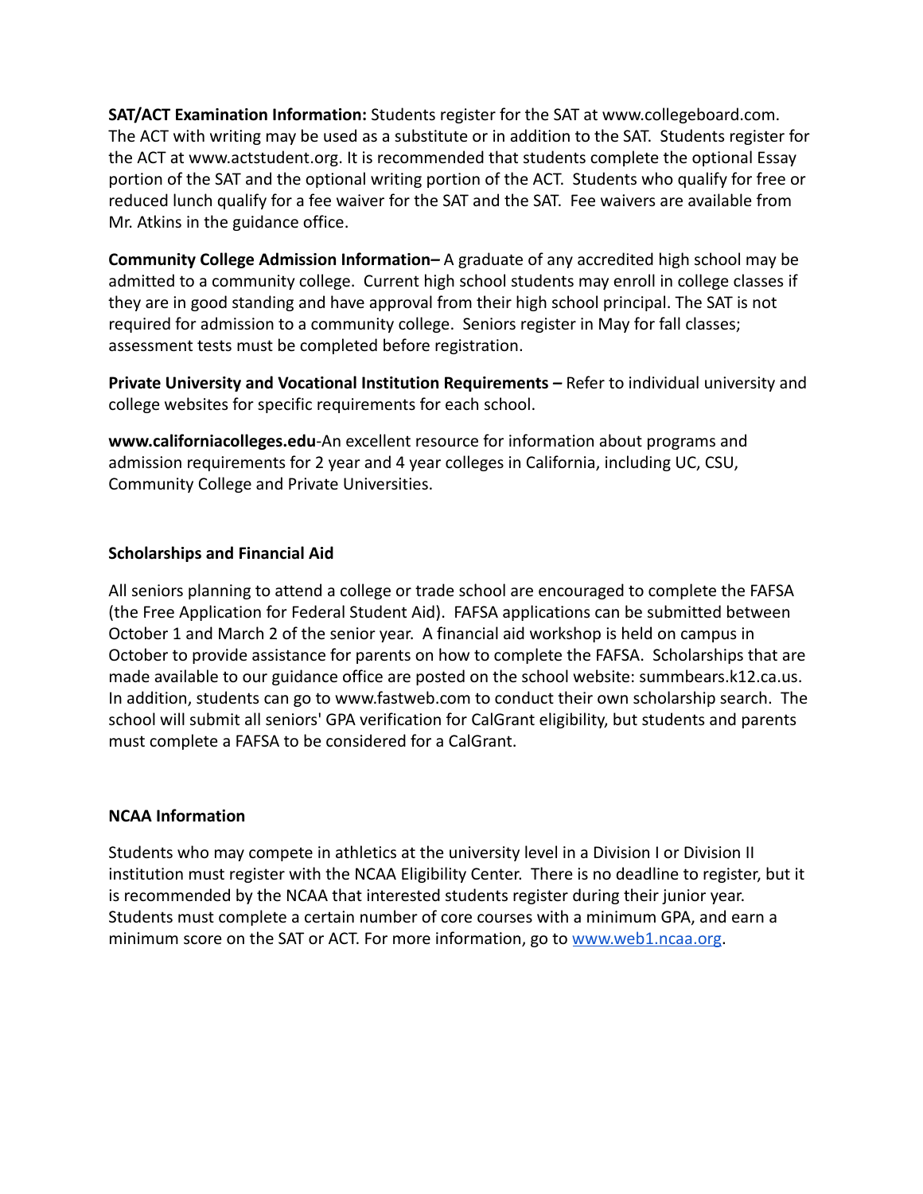**SAT/ACT Examination Information:** Students register for the SAT at www.collegeboard.com. The ACT with writing may be used as a substitute or in addition to the SAT. Students register for the ACT at www.actstudent.org. It is recommended that students complete the optional Essay portion of the SAT and the optional writing portion of the ACT. Students who qualify for free or reduced lunch qualify for a fee waiver for the SAT and the SAT. Fee waivers are available from Mr. Atkins in the guidance office.

**Community College Admission Information–** A graduate of any accredited high school may be admitted to a community college. Current high school students may enroll in college classes if they are in good standing and have approval from their high school principal. The SAT is not required for admission to a community college. Seniors register in May for fall classes; assessment tests must be completed before registration.

**Private University and Vocational Institution Requirements –** Refer to individual university and college websites for specific requirements for each school.

**www.californiacolleges.edu**-An excellent resource for information about programs and admission requirements for 2 year and 4 year colleges in California, including UC, CSU, Community College and Private Universities.

### Scholarships and Financial Aid

All seniors planning to attend a college or trade school are encouraged to complete the FAFSA (the Free Application for Federal Student Aid). FAFSA applications can be submitted between October 1 and March 2 of the senior year. A financial aid workshop is held on campus in October to provide assistance for parents on how to complete the FAFSA. Scholarships that are made available to our guidance office are posted on the school website: summbears.k12.ca.us. In addition, students can go to www.fastweb.com to conduct their own scholarship search. The school will submit all seniors' GPA verification for CalGrant eligibility, but students and parents must complete a FAFSA to be considered for a CalGrant.

### NCAA Information

Students who may compete in athletics at the university level in a Division I or Division II institution must register with the NCAA Eligibility Center. There is no deadline to register, but it is recommended by the NCAA that interested students register during their junior year. Students must complete a certain number of core courses with a minimum GPA, and earn a minimum score on the SAT or ACT. For more information, go to [www.web1.ncaa.org](www.web1.ncaa.org).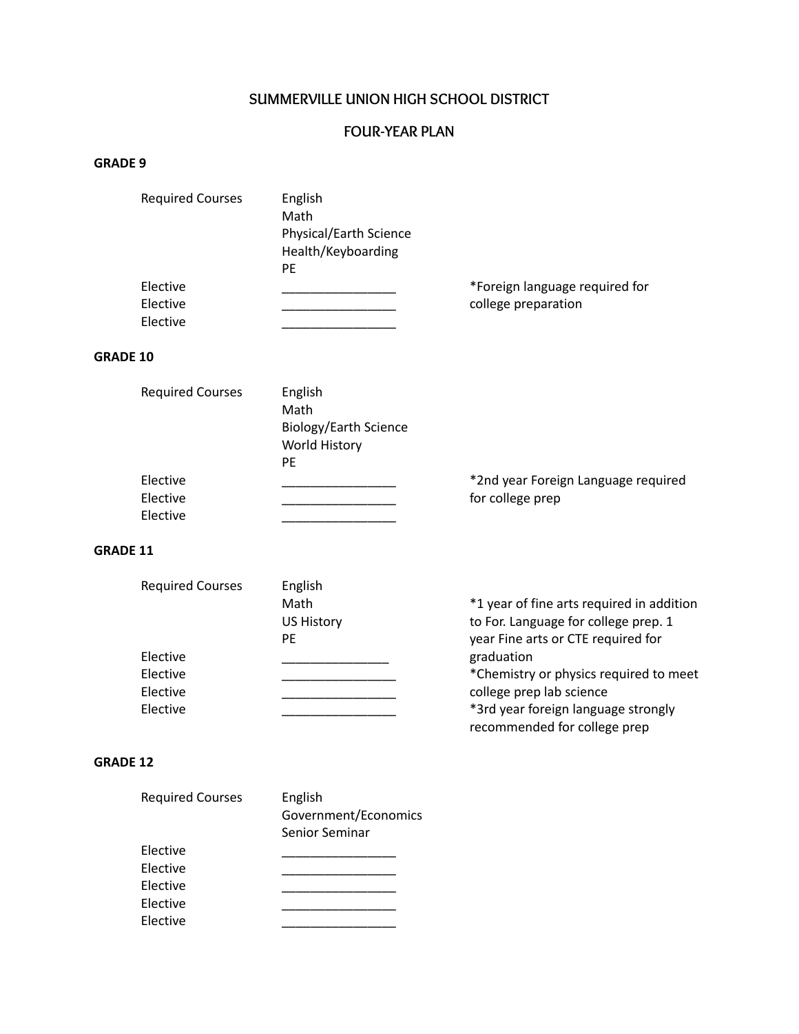# SUMMERVILLE UNION HIGH SCHOOL DISTRICT

## FOUR-YEAR PLAN

**GRADE 9**

| | | |
|---|---|---|
| Required Courses | English | |
| | Math | |
| | Physical/Earth Science | |
| | Health/Keyboarding | |
| | PE | |
| Elective | ________________ | *Foreign language required for college preparation |
| Elective | ________________ | |
| Elective | ________________ | |

**GRADE 10**

| | | |
|---|---|---|
| Required Courses | English | |
| | Math | |
| | Biology/Earth Science | |
| | World History | |
| | PE | |
| Elective | ________________ | *2nd year Foreign Language required for college prep |
| Elective | ________________ | |
| Elective | ________________ | |

**GRADE 11**

| | | |
|---|---|---|
| Required Courses | English | |
| | Math | *1 year of fine arts required in addition to For. Language for college prep. 1 year Fine arts or CTE required for graduation |
| | US History | |
| | PE | |
| Elective | _______________ | |
| Elective | ________________ | *Chemistry or physics required to meet college prep lab science |
| Elective | ________________ | |
| Elective | ________________ | *3rd year foreign language strongly recommended for college prep |

**GRADE 12**

| | |
|---|---|
| Required Courses | English |
| | Government/Economics |
| | Senior Seminar |
| Elective | ________________ |
| Elective | ________________ |
| Elective | ________________ |
| Elective | ________________ |
| Elective | ________________ |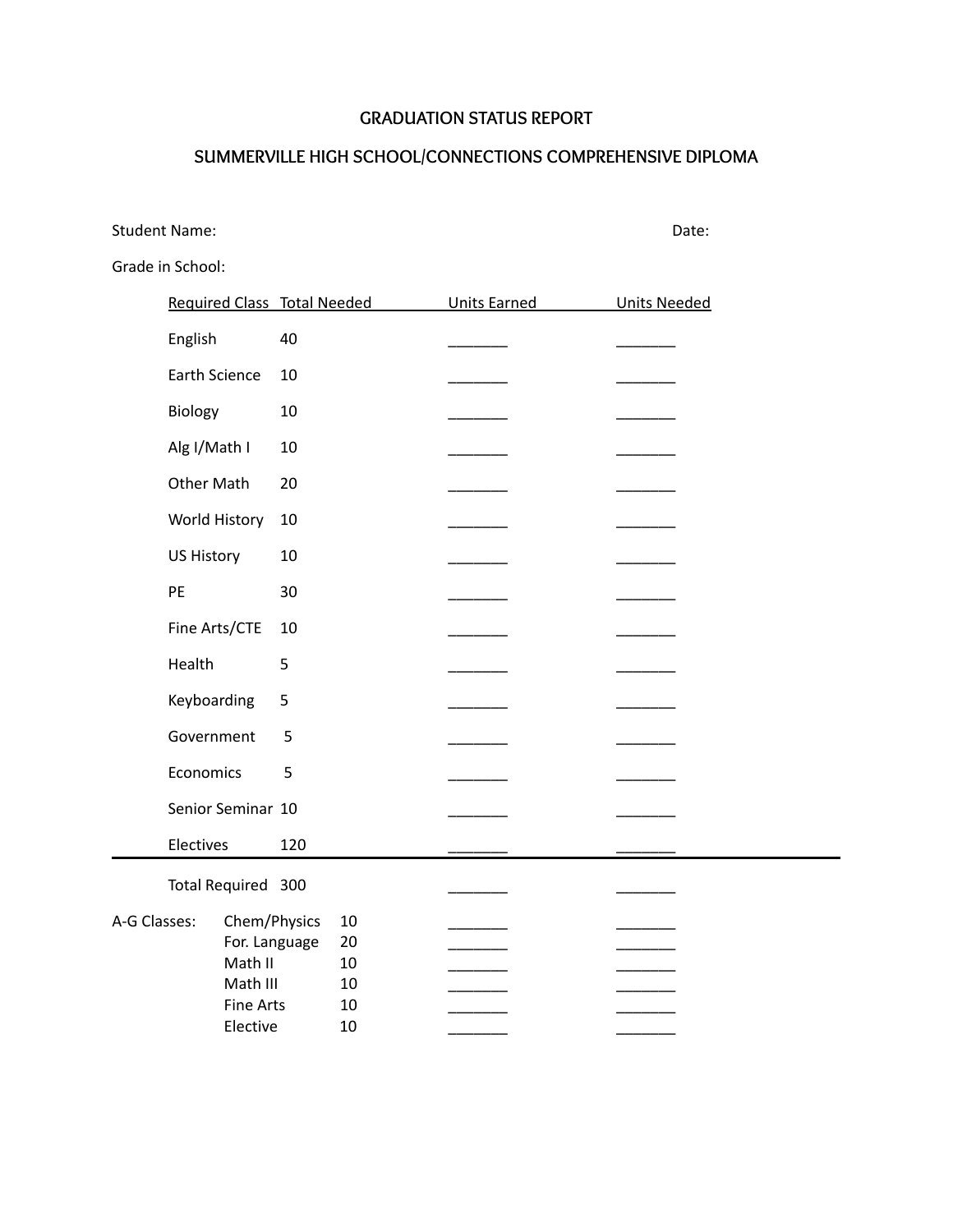# GRADUATION STATUS REPORT

## SUMMERVILLE HIGH SCHOOL/CONNECTIONS COMPREHENSIVE DIPLOMA

Student Name: Date:

Grade in School:

| Required Class | Total Needed | Units Earned | Units Needed |
|---|---|---|---|
| English | 40 | _______ | _______ |
| Earth Science | 10 | _______ | _______ |
| Biology | 10 | _______ | _______ |
| Alg I/Math I | 10 | _______ | _______ |
| Other Math | 20 | _______ | _______ |
| World History | 10 | _______ | _______ |
| US History | 10 | _______ | _______ |
| PE | 30 | _______ | _______ |
| Fine Arts/CTE | 10 | _______ | _______ |
| Health | 5 | _______ | _______ |
| Keyboarding | 5 | _______ | _______ |
| Government | 5 | _______ | _______ |
| Economics | 5 | _______ | _______ |
| Senior Seminar | 10 | _______ | _______ |
| Electives | 120 | _______ | _______ |
| Total Required | 300 | _______ | _______ |

| A-G Classes: | | Units Earned | Units Needed |
|---|---|---|---|
| Chem/Physics | 10 | _______ | _______ |
| For. Language | 20 | _______ | _______ |
| Math II | 10 | _______ | _______ |
| Math III | 10 | _______ | _______ |
| Fine Arts | 10 | _______ | _______ |
| Elective | 10 | _______ | _______ |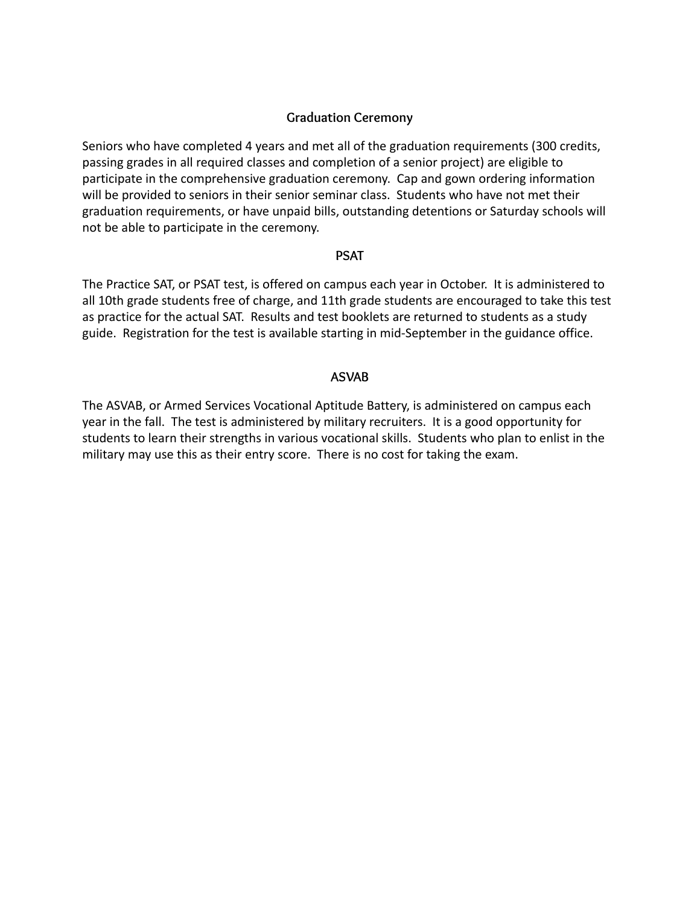## Graduation Ceremony

Seniors who have completed 4 years and met all of the graduation requirements (300 credits, passing grades in all required classes and completion of a senior project) are eligible to participate in the comprehensive graduation ceremony. Cap and gown ordering information will be provided to seniors in their senior seminar class. Students who have not met their graduation requirements, or have unpaid bills, outstanding detentions or Saturday schools will not be able to participate in the ceremony.

## PSAT

The Practice SAT, or PSAT test, is offered on campus each year in October. It is administered to all 10th grade students free of charge, and 11th grade students are encouraged to take this test as practice for the actual SAT. Results and test booklets are returned to students as a study guide. Registration for the test is available starting in mid-September in the guidance office.

## ASVAB

The ASVAB, or Armed Services Vocational Aptitude Battery, is administered on campus each year in the fall. The test is administered by military recruiters. It is a good opportunity for students to learn their strengths in various vocational skills. Students who plan to enlist in the military may use this as their entry score. There is no cost for taking the exam.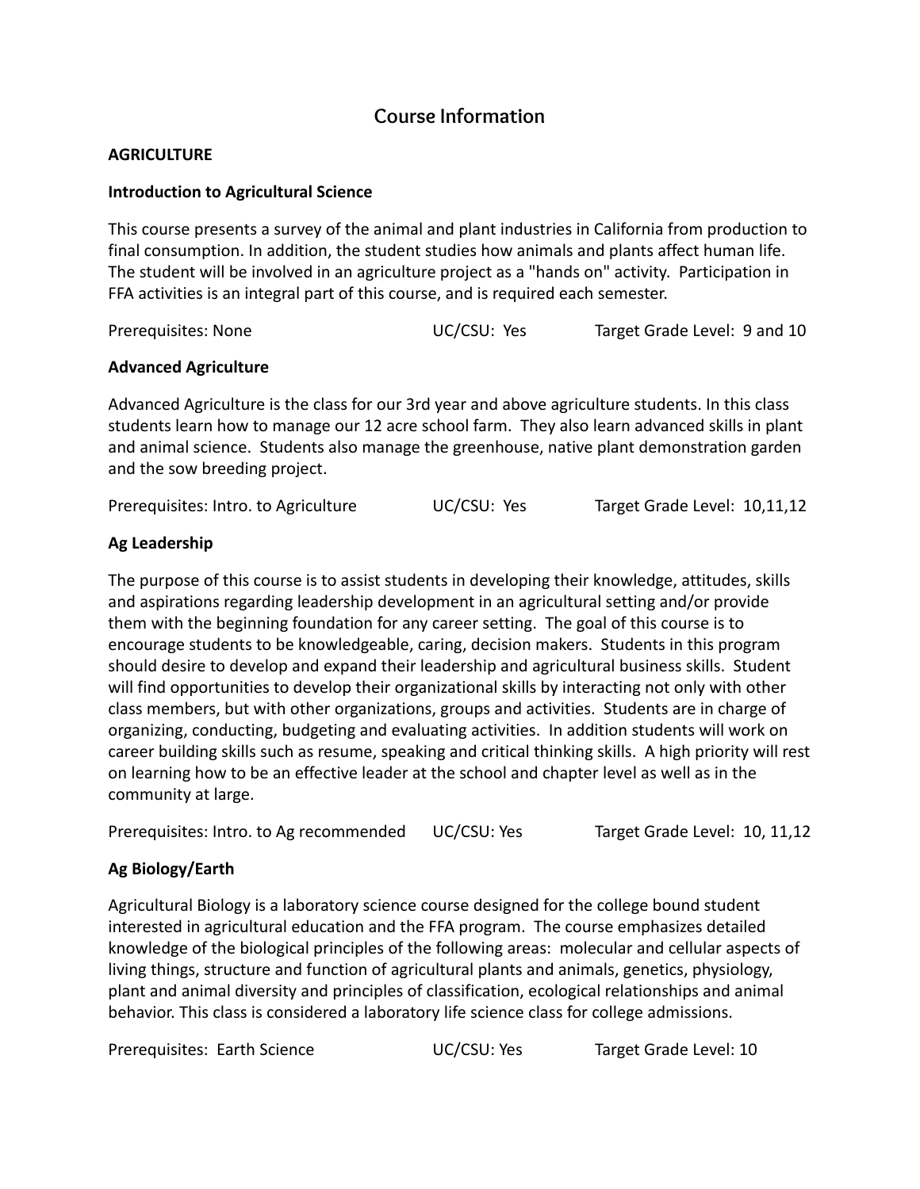# Course Information

## AGRICULTURE

### Introduction to Agricultural Science

This course presents a survey of the animal and plant industries in California from production to final consumption. In addition, the student studies how animals and plants affect human life. The student will be involved in an agriculture project as a "hands on" activity. Participation in FFA activities is an integral part of this course, and is required each semester.

Prerequisites: None UC/CSU: Yes Target Grade Level: 9 and 10

### Advanced Agriculture

Advanced Agriculture is the class for our 3rd year and above agriculture students. In this class students learn how to manage our 12 acre school farm. They also learn advanced skills in plant and animal science. Students also manage the greenhouse, native plant demonstration garden and the sow breeding project.

Prerequisites: Intro. to Agriculture UC/CSU: Yes Target Grade Level: 10,11,12

### Ag Leadership

The purpose of this course is to assist students in developing their knowledge, attitudes, skills and aspirations regarding leadership development in an agricultural setting and/or provide them with the beginning foundation for any career setting. The goal of this course is to encourage students to be knowledgeable, caring, decision makers. Students in this program should desire to develop and expand their leadership and agricultural business skills. Student will find opportunities to develop their organizational skills by interacting not only with other class members, but with other organizations, groups and activities. Students are in charge of organizing, conducting, budgeting and evaluating activities. In addition students will work on career building skills such as resume, speaking and critical thinking skills. A high priority will rest on learning how to be an effective leader at the school and chapter level as well as in the community at large.

Prerequisites: Intro. to Ag recommended UC/CSU: Yes Target Grade Level: 10, 11,12

### Ag Biology/Earth

Agricultural Biology is a laboratory science course designed for the college bound student interested in agricultural education and the FFA program. The course emphasizes detailed knowledge of the biological principles of the following areas: molecular and cellular aspects of living things, structure and function of agricultural plants and animals, genetics, physiology, plant and animal diversity and principles of classification, ecological relationships and animal behavior. This class is considered a laboratory life science class for college admissions.

Prerequisites: Earth Science UC/CSU: Yes Target Grade Level: 10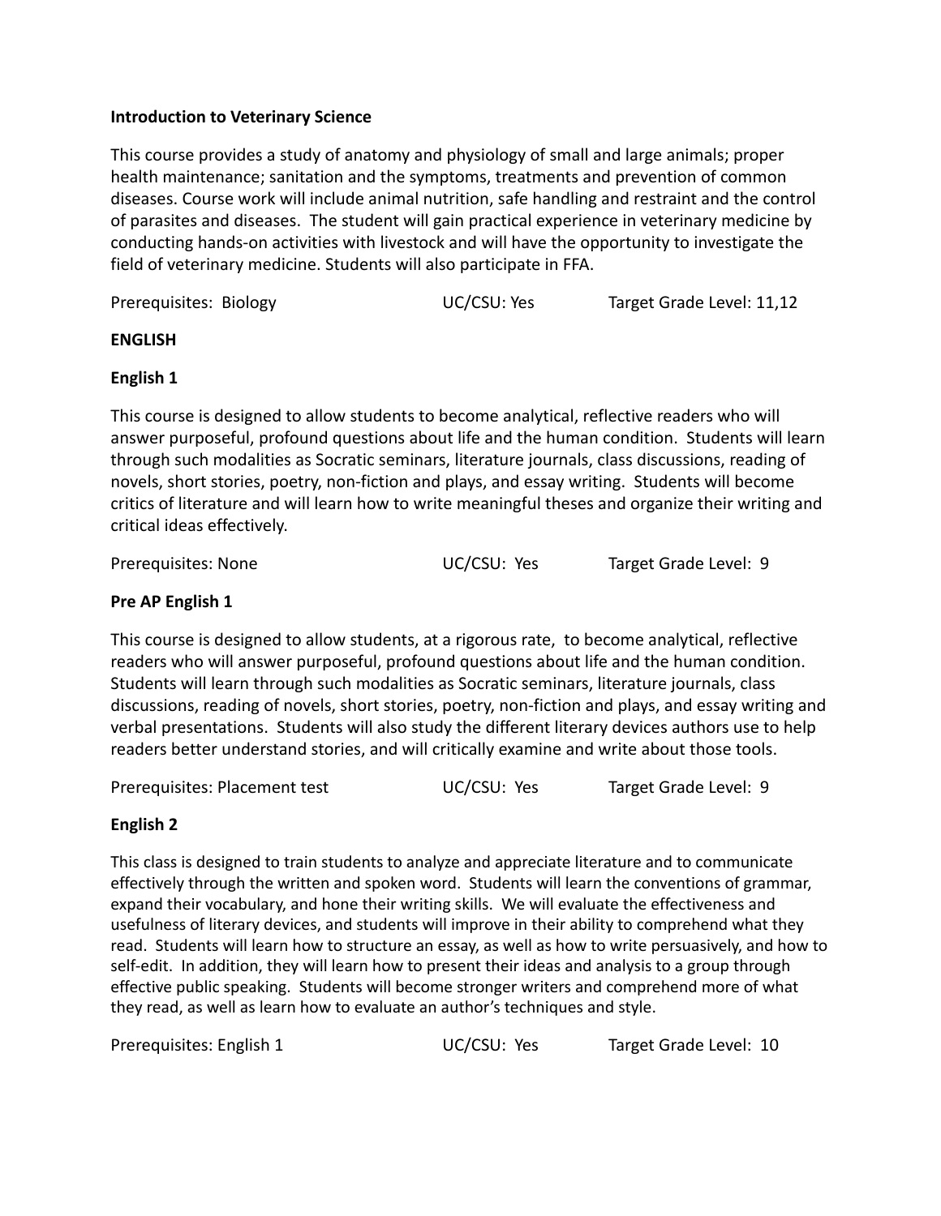**Introduction to Veterinary Science**

This course provides a study of anatomy and physiology of small and large animals; proper health maintenance; sanitation and the symptoms, treatments and prevention of common diseases. Course work will include animal nutrition, safe handling and restraint and the control of parasites and diseases. The student will gain practical experience in veterinary medicine by conducting hands-on activities with livestock and will have the opportunity to investigate the field of veterinary medicine. Students will also participate in FFA.

Prerequisites: Biology | UC/CSU: Yes | Target Grade Level: 11,12

## ENGLISH

**English 1**

This course is designed to allow students to become analytical, reflective readers who will answer purposeful, profound questions about life and the human condition. Students will learn through such modalities as Socratic seminars, literature journals, class discussions, reading of novels, short stories, poetry, non-fiction and plays, and essay writing. Students will become critics of literature and will learn how to write meaningful theses and organize their writing and critical ideas effectively.

Prerequisites: None | UC/CSU: Yes | Target Grade Level: 9

**Pre AP English 1**

This course is designed to allow students, at a rigorous rate, to become analytical, reflective readers who will answer purposeful, profound questions about life and the human condition. Students will learn through such modalities as Socratic seminars, literature journals, class discussions, reading of novels, short stories, poetry, non-fiction and plays, and essay writing and verbal presentations. Students will also study the different literary devices authors use to help readers better understand stories, and will critically examine and write about those tools.

Prerequisites: Placement test | UC/CSU: Yes | Target Grade Level: 9

**English 2**

This class is designed to train students to analyze and appreciate literature and to communicate effectively through the written and spoken word. Students will learn the conventions of grammar, expand their vocabulary, and hone their writing skills. We will evaluate the effectiveness and usefulness of literary devices, and students will improve in their ability to comprehend what they read. Students will learn how to structure an essay, as well as how to write persuasively, and how to self-edit. In addition, they will learn how to present their ideas and analysis to a group through effective public speaking. Students will become stronger writers and comprehend more of what they read, as well as learn how to evaluate an author's techniques and style.

Prerequisites: English 1 | UC/CSU: Yes | Target Grade Level: 10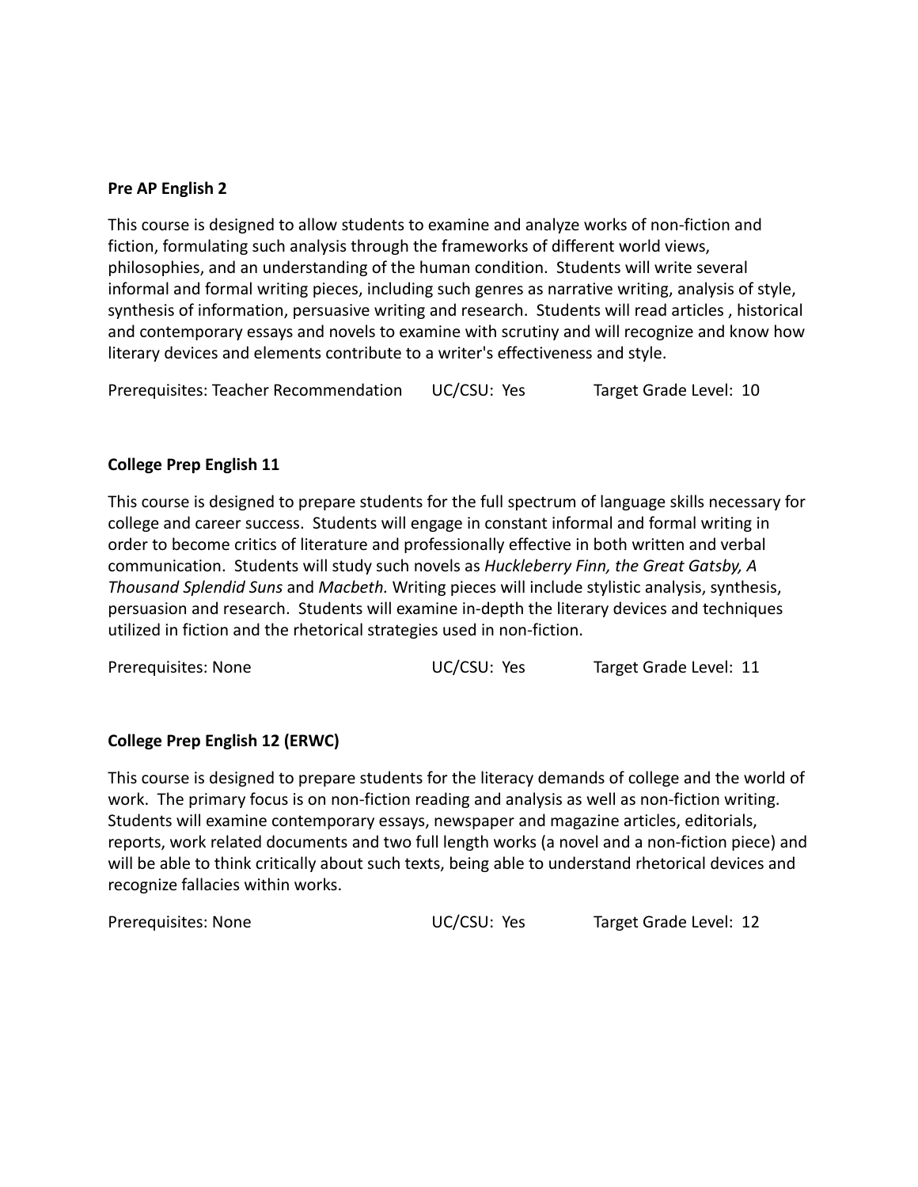**Pre AP English 2**

This course is designed to allow students to examine and analyze works of non-fiction and fiction, formulating such analysis through the frameworks of different world views, philosophies, and an understanding of the human condition. Students will write several informal and formal writing pieces, including such genres as narrative writing, analysis of style, synthesis of information, persuasive writing and research. Students will read articles , historical and contemporary essays and novels to examine with scrutiny and will recognize and know how literary devices and elements contribute to a writer's effectiveness and style.

Prerequisites: Teacher Recommendation UC/CSU: Yes Target Grade Level: 10

**College Prep English 11**

This course is designed to prepare students for the full spectrum of language skills necessary for college and career success. Students will engage in constant informal and formal writing in order to become critics of literature and professionally effective in both written and verbal communication. Students will study such novels as *Huckleberry Finn, the Great Gatsby, A Thousand Splendid Suns* and *Macbeth.* Writing pieces will include stylistic analysis, synthesis, persuasion and research. Students will examine in-depth the literary devices and techniques utilized in fiction and the rhetorical strategies used in non-fiction.

Prerequisites: None UC/CSU: Yes Target Grade Level: 11

**College Prep English 12 (ERWC)**

This course is designed to prepare students for the literacy demands of college and the world of work. The primary focus is on non-fiction reading and analysis as well as non-fiction writing. Students will examine contemporary essays, newspaper and magazine articles, editorials, reports, work related documents and two full length works (a novel and a non-fiction piece) and will be able to think critically about such texts, being able to understand rhetorical devices and recognize fallacies within works.

Prerequisites: None UC/CSU: Yes Target Grade Level: 12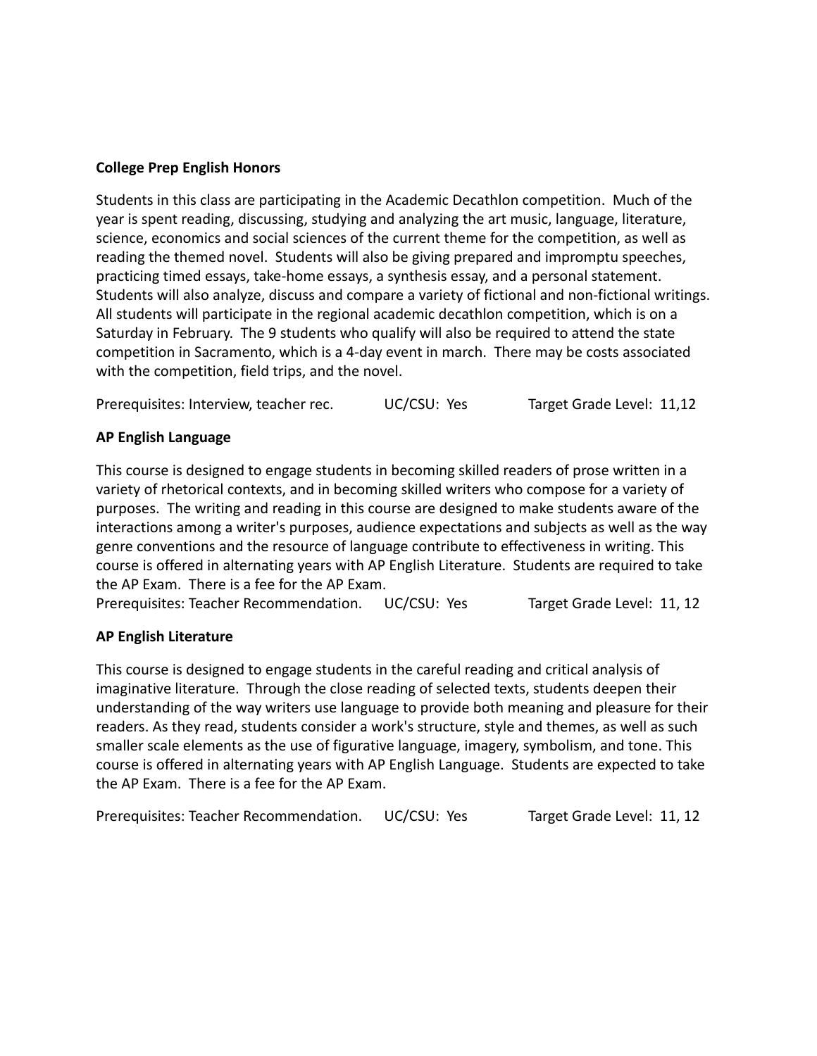**College Prep English Honors**

Students in this class are participating in the Academic Decathlon competition. Much of the year is spent reading, discussing, studying and analyzing the art music, language, literature, science, economics and social sciences of the current theme for the competition, as well as reading the themed novel. Students will also be giving prepared and impromptu speeches, practicing timed essays, take-home essays, a synthesis essay, and a personal statement. Students will also analyze, discuss and compare a variety of fictional and non-fictional writings. All students will participate in the regional academic decathlon competition, which is on a Saturday in February. The 9 students who qualify will also be required to attend the state competition in Sacramento, which is a 4-day event in march. There may be costs associated with the competition, field trips, and the novel.

Prerequisites: Interview, teacher rec. UC/CSU: Yes Target Grade Level: 11,12

**AP English Language**

This course is designed to engage students in becoming skilled readers of prose written in a variety of rhetorical contexts, and in becoming skilled writers who compose for a variety of purposes. The writing and reading in this course are designed to make students aware of the interactions among a writer's purposes, audience expectations and subjects as well as the way genre conventions and the resource of language contribute to effectiveness in writing. This course is offered in alternating years with AP English Literature. Students are required to take the AP Exam. There is a fee for the AP Exam.

Prerequisites: Teacher Recommendation. UC/CSU: Yes Target Grade Level: 11, 12

**AP English Literature**

This course is designed to engage students in the careful reading and critical analysis of imaginative literature. Through the close reading of selected texts, students deepen their understanding of the way writers use language to provide both meaning and pleasure for their readers. As they read, students consider a work's structure, style and themes, as well as such smaller scale elements as the use of figurative language, imagery, symbolism, and tone. This course is offered in alternating years with AP English Language. Students are expected to take the AP Exam. There is a fee for the AP Exam.

Prerequisites: Teacher Recommendation. UC/CSU: Yes Target Grade Level: 11, 12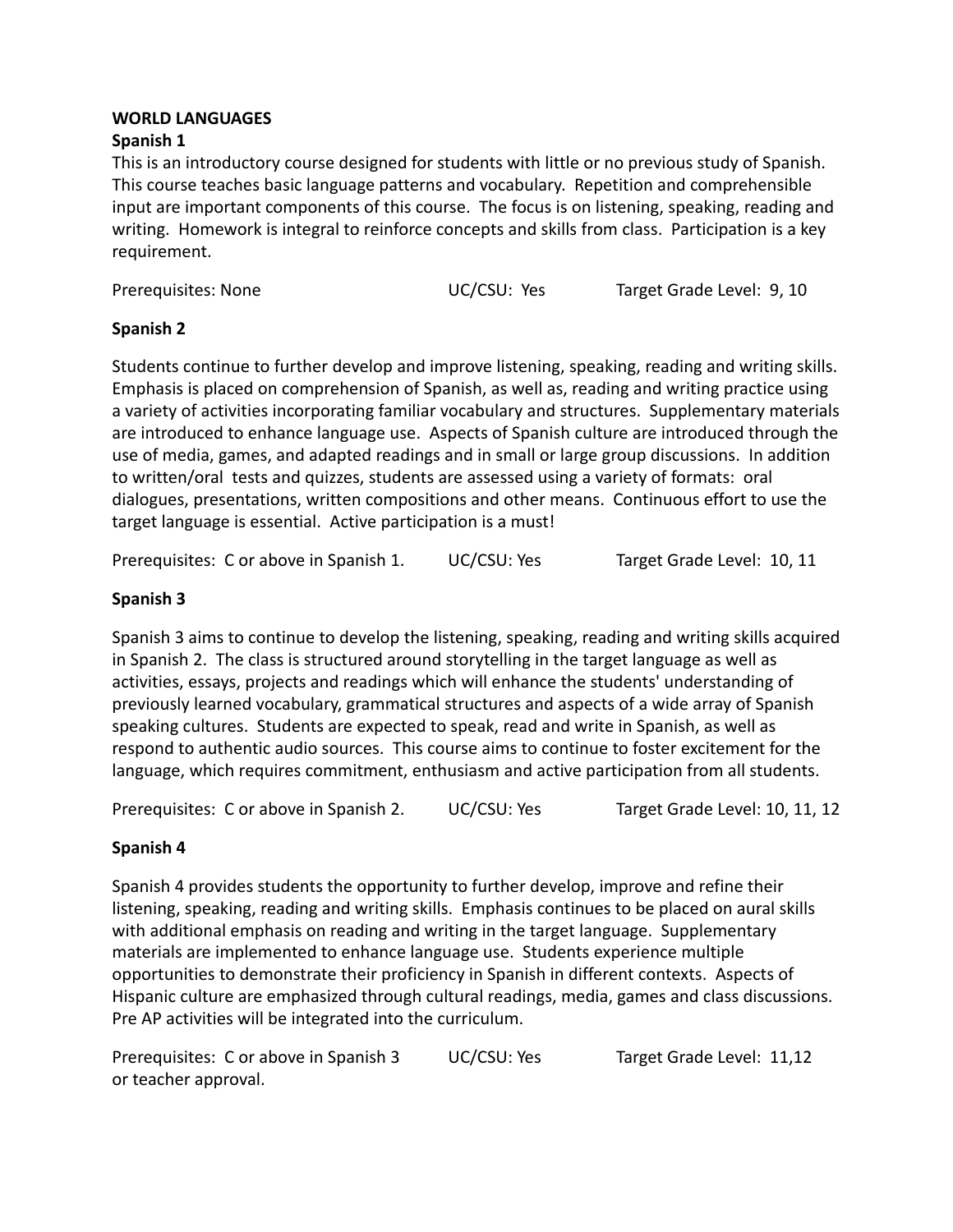# WORLD LANGUAGES

## Spanish 1

This is an introductory course designed for students with little or no previous study of Spanish. This course teaches basic language patterns and vocabulary. Repetition and comprehensible input are important components of this course. The focus is on listening, speaking, reading and writing. Homework is integral to reinforce concepts and skills from class. Participation is a key requirement.

Prerequisites: None UC/CSU: Yes Target Grade Level: 9, 10

## Spanish 2

Students continue to further develop and improve listening, speaking, reading and writing skills. Emphasis is placed on comprehension of Spanish, as well as, reading and writing practice using a variety of activities incorporating familiar vocabulary and structures. Supplementary materials are introduced to enhance language use. Aspects of Spanish culture are introduced through the use of media, games, and adapted readings and in small or large group discussions. In addition to written/oral tests and quizzes, students are assessed using a variety of formats: oral dialogues, presentations, written compositions and other means. Continuous effort to use the target language is essential. Active participation is a must!

Prerequisites: C or above in Spanish 1. UC/CSU: Yes Target Grade Level: 10, 11

## Spanish 3

Spanish 3 aims to continue to develop the listening, speaking, reading and writing skills acquired in Spanish 2. The class is structured around storytelling in the target language as well as activities, essays, projects and readings which will enhance the students' understanding of previously learned vocabulary, grammatical structures and aspects of a wide array of Spanish speaking cultures. Students are expected to speak, read and write in Spanish, as well as respond to authentic audio sources. This course aims to continue to foster excitement for the language, which requires commitment, enthusiasm and active participation from all students.

Prerequisites: C or above in Spanish 2. UC/CSU: Yes Target Grade Level: 10, 11, 12

## Spanish 4

Spanish 4 provides students the opportunity to further develop, improve and refine their listening, speaking, reading and writing skills. Emphasis continues to be placed on aural skills with additional emphasis on reading and writing in the target language. Supplementary materials are implemented to enhance language use. Students experience multiple opportunities to demonstrate their proficiency in Spanish in different contexts. Aspects of Hispanic culture are emphasized through cultural readings, media, games and class discussions. Pre AP activities will be integrated into the curriculum.

Prerequisites: C or above in Spanish 3 or teacher approval. UC/CSU: Yes Target Grade Level: 11,12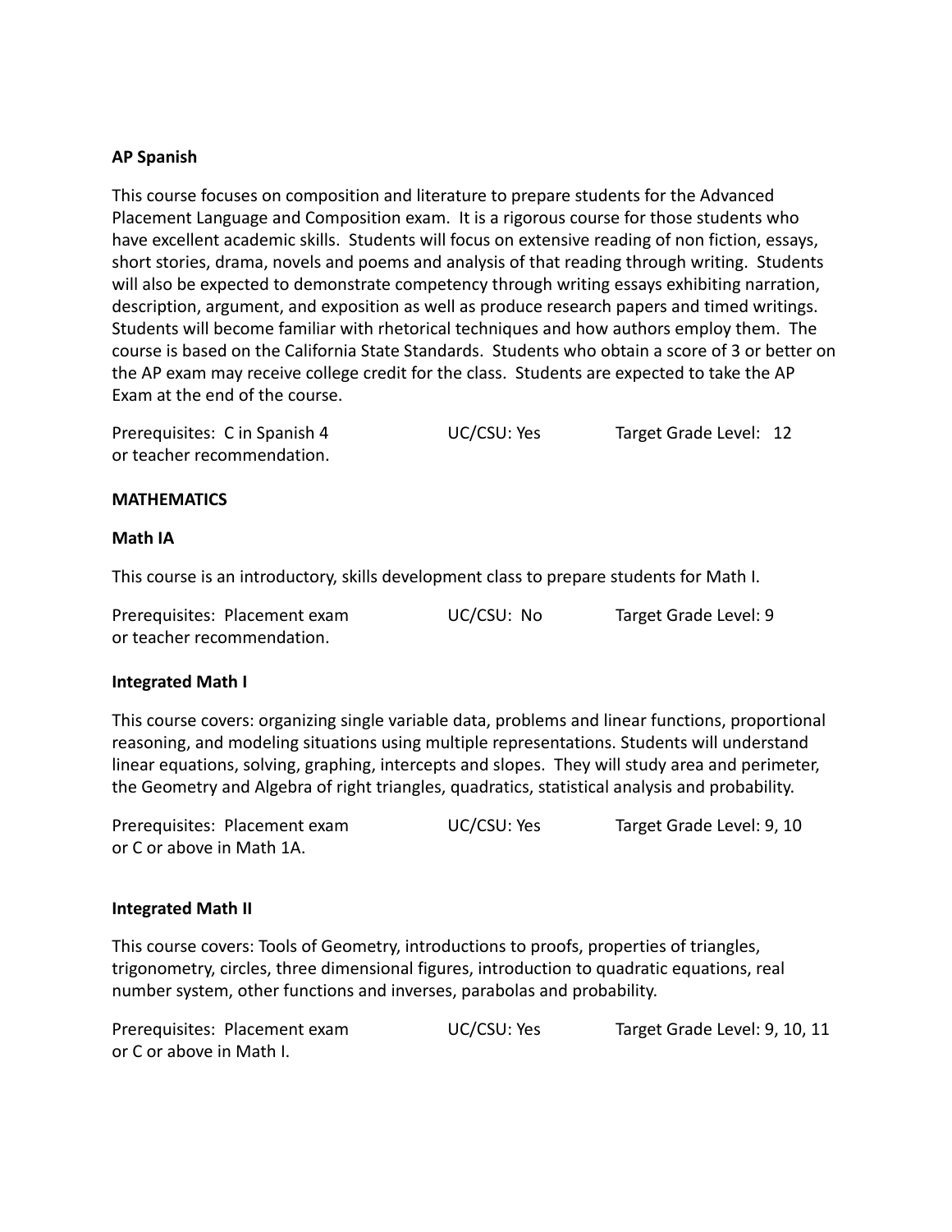**AP Spanish**

This course focuses on composition and literature to prepare students for the Advanced Placement Language and Composition exam. It is a rigorous course for those students who have excellent academic skills. Students will focus on extensive reading of non fiction, essays, short stories, drama, novels and poems and analysis of that reading through writing. Students will also be expected to demonstrate competency through writing essays exhibiting narration, description, argument, and exposition as well as produce research papers and timed writings. Students will become familiar with rhetorical techniques and how authors employ them. The course is based on the California State Standards. Students who obtain a score of 3 or better on the AP exam may receive college credit for the class. Students are expected to take the AP Exam at the end of the course.

Prerequisites: C in Spanish 4 or teacher recommendation. UC/CSU: Yes Target Grade Level: 12

**MATHEMATICS**

**Math IA**

This course is an introductory, skills development class to prepare students for Math I.

Prerequisites: Placement exam or teacher recommendation. UC/CSU: No Target Grade Level: 9

**Integrated Math I**

This course covers: organizing single variable data, problems and linear functions, proportional reasoning, and modeling situations using multiple representations. Students will understand linear equations, solving, graphing, intercepts and slopes. They will study area and perimeter, the Geometry and Algebra of right triangles, quadratics, statistical analysis and probability.

Prerequisites: Placement exam or C or above in Math 1A. UC/CSU: Yes Target Grade Level: 9, 10

**Integrated Math II**

This course covers: Tools of Geometry, introductions to proofs, properties of triangles, trigonometry, circles, three dimensional figures, introduction to quadratic equations, real number system, other functions and inverses, parabolas and probability.

Prerequisites: Placement exam or C or above in Math I. UC/CSU: Yes Target Grade Level: 9, 10, 11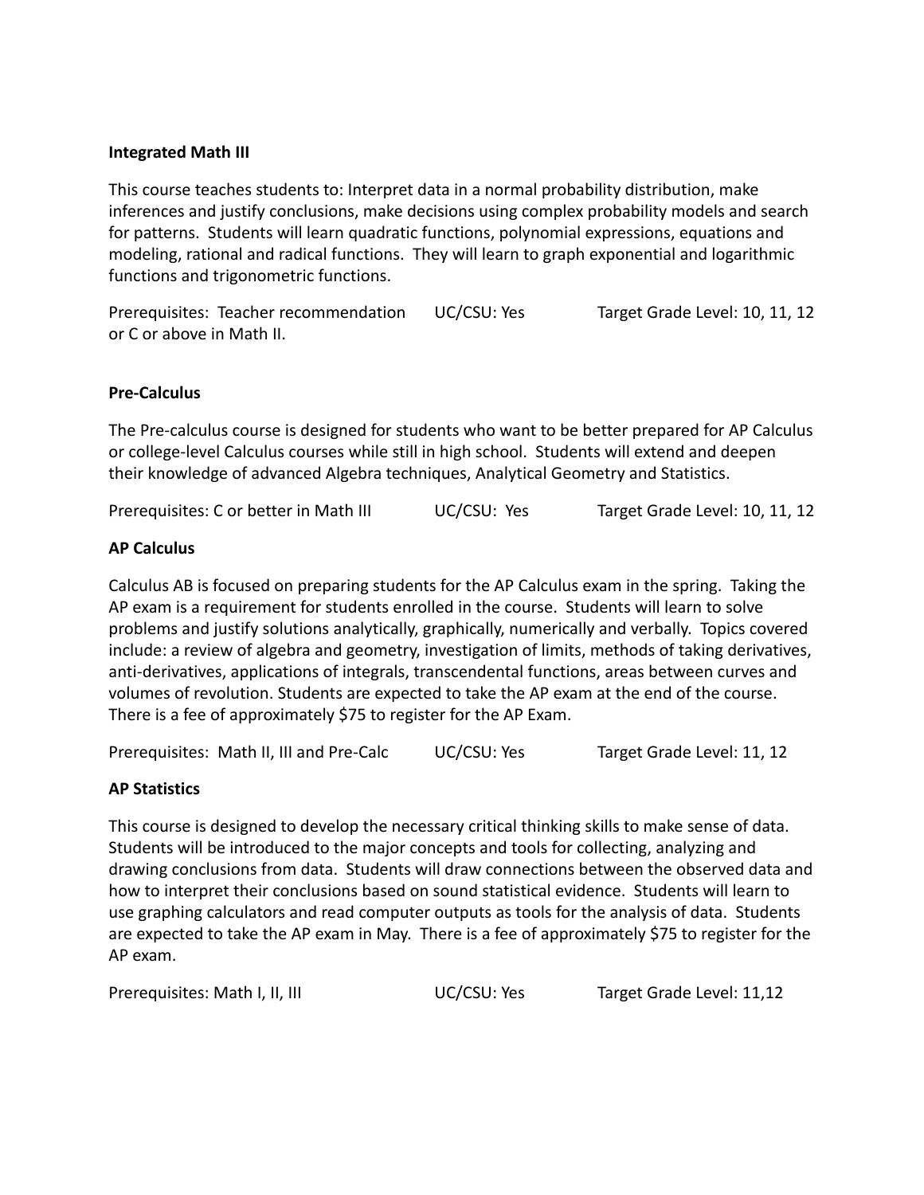**Integrated Math III**

This course teaches students to: Interpret data in a normal probability distribution, make inferences and justify conclusions, make decisions using complex probability models and search for patterns. Students will learn quadratic functions, polynomial expressions, equations and modeling, rational and radical functions. They will learn to graph exponential and logarithmic functions and trigonometric functions.

Prerequisites: Teacher recommendation or C or above in Math II. UC/CSU: Yes Target Grade Level: 10, 11, 12

**Pre-Calculus**

The Pre-calculus course is designed for students who want to be better prepared for AP Calculus or college-level Calculus courses while still in high school. Students will extend and deepen their knowledge of advanced Algebra techniques, Analytical Geometry and Statistics.

Prerequisites: C or better in Math III UC/CSU: Yes Target Grade Level: 10, 11, 12

**AP Calculus**

Calculus AB is focused on preparing students for the AP Calculus exam in the spring. Taking the AP exam is a requirement for students enrolled in the course. Students will learn to solve problems and justify solutions analytically, graphically, numerically and verbally. Topics covered include: a review of algebra and geometry, investigation of limits, methods of taking derivatives, anti-derivatives, applications of integrals, transcendental functions, areas between curves and volumes of revolution. Students are expected to take the AP exam at the end of the course. There is a fee of approximately $75 to register for the AP Exam.

Prerequisites: Math II, III and Pre-Calc UC/CSU: Yes Target Grade Level: 11, 12

**AP Statistics**

This course is designed to develop the necessary critical thinking skills to make sense of data. Students will be introduced to the major concepts and tools for collecting, analyzing and drawing conclusions from data. Students will draw connections between the observed data and how to interpret their conclusions based on sound statistical evidence. Students will learn to use graphing calculators and read computer outputs as tools for the analysis of data. Students are expected to take the AP exam in May. There is a fee of approximately $75 to register for the AP exam.

Prerequisites: Math I, II, III UC/CSU: Yes Target Grade Level: 11,12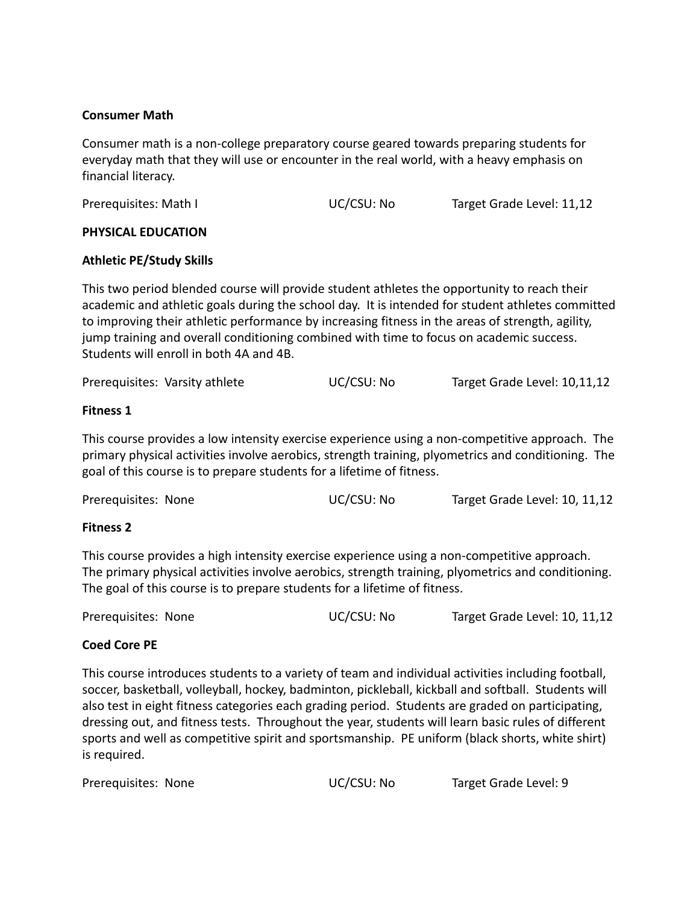**Consumer Math**

Consumer math is a non-college preparatory course geared towards preparing students for everyday math that they will use or encounter in the real world, with a heavy emphasis on financial literacy.

Prerequisites: Math I UC/CSU: No Target Grade Level: 11,12

## PHYSICAL EDUCATION

**Athletic PE/Study Skills**

This two period blended course will provide student athletes the opportunity to reach their academic and athletic goals during the school day. It is intended for student athletes committed to improving their athletic performance by increasing fitness in the areas of strength, agility, jump training and overall conditioning combined with time to focus on academic success. Students will enroll in both 4A and 4B.

Prerequisites: Varsity athlete UC/CSU: No Target Grade Level: 10,11,12

**Fitness 1**

This course provides a low intensity exercise experience using a non-competitive approach. The primary physical activities involve aerobics, strength training, plyometrics and conditioning. The goal of this course is to prepare students for a lifetime of fitness.

Prerequisites: None UC/CSU: No Target Grade Level: 10, 11,12

**Fitness 2**

This course provides a high intensity exercise experience using a non-competitive approach. The primary physical activities involve aerobics, strength training, plyometrics and conditioning. The goal of this course is to prepare students for a lifetime of fitness.

Prerequisites: None UC/CSU: No Target Grade Level: 10, 11,12

**Coed Core PE**

This course introduces students to a variety of team and individual activities including football, soccer, basketball, volleyball, hockey, badminton, pickleball, kickball and softball. Students will also test in eight fitness categories each grading period. Students are graded on participating, dressing out, and fitness tests. Throughout the year, students will learn basic rules of different sports and well as competitive spirit and sportsmanship. PE uniform (black shorts, white shirt) is required.

Prerequisites: None UC/CSU: No Target Grade Level: 9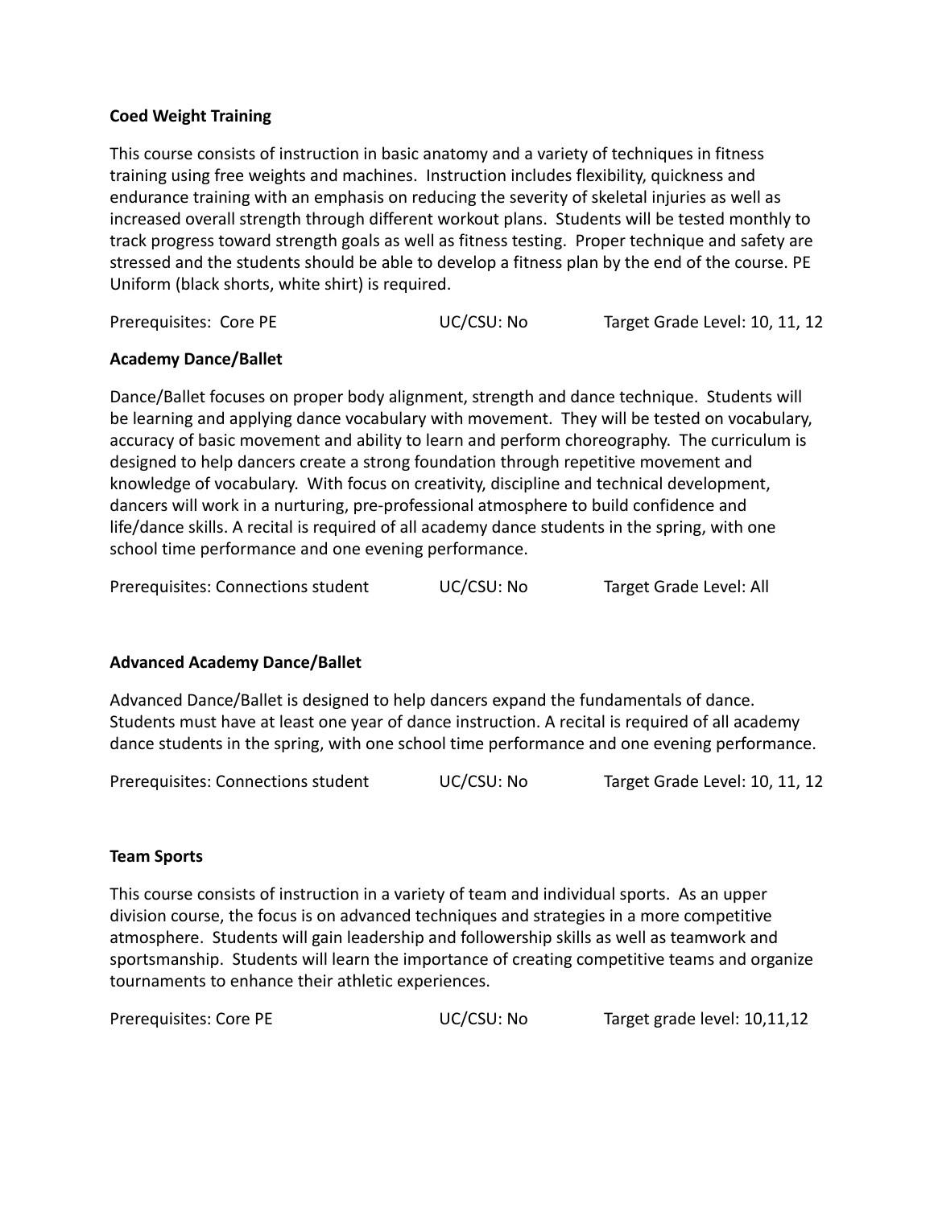**Coed Weight Training**

This course consists of instruction in basic anatomy and a variety of techniques in fitness training using free weights and machines. Instruction includes flexibility, quickness and endurance training with an emphasis on reducing the severity of skeletal injuries as well as increased overall strength through different workout plans. Students will be tested monthly to track progress toward strength goals as well as fitness testing. Proper technique and safety are stressed and the students should be able to develop a fitness plan by the end of the course. PE Uniform (black shorts, white shirt) is required.

Prerequisites: Core PE UC/CSU: No Target Grade Level: 10, 11, 12

**Academy Dance/Ballet**

Dance/Ballet focuses on proper body alignment, strength and dance technique. Students will be learning and applying dance vocabulary with movement. They will be tested on vocabulary, accuracy of basic movement and ability to learn and perform choreography. The curriculum is designed to help dancers create a strong foundation through repetitive movement and knowledge of vocabulary. With focus on creativity, discipline and technical development, dancers will work in a nurturing, pre-professional atmosphere to build confidence and life/dance skills. A recital is required of all academy dance students in the spring, with one school time performance and one evening performance.

Prerequisites: Connections student UC/CSU: No Target Grade Level: All

**Advanced Academy Dance/Ballet**

Advanced Dance/Ballet is designed to help dancers expand the fundamentals of dance. Students must have at least one year of dance instruction. A recital is required of all academy dance students in the spring, with one school time performance and one evening performance.

Prerequisites: Connections student UC/CSU: No Target Grade Level: 10, 11, 12

**Team Sports**

This course consists of instruction in a variety of team and individual sports. As an upper division course, the focus is on advanced techniques and strategies in a more competitive atmosphere. Students will gain leadership and followership skills as well as teamwork and sportsmanship. Students will learn the importance of creating competitive teams and organize tournaments to enhance their athletic experiences.

Prerequisites: Core PE UC/CSU: No Target grade level: 10,11,12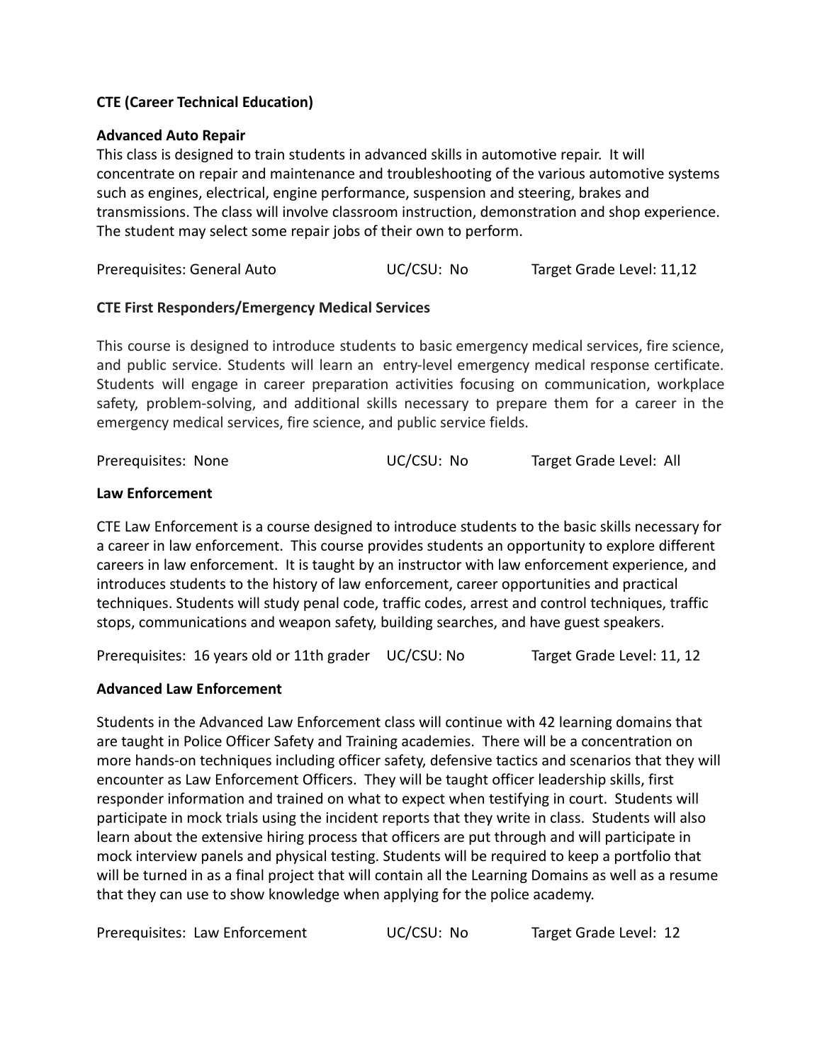**CTE (Career Technical Education)**

**Advanced Auto Repair**

This class is designed to train students in advanced skills in automotive repair. It will concentrate on repair and maintenance and troubleshooting of the various automotive systems such as engines, electrical, engine performance, suspension and steering, brakes and transmissions. The class will involve classroom instruction, demonstration and shop experience. The student may select some repair jobs of their own to perform.

Prerequisites: General Auto     UC/CSU: No     Target Grade Level: 11,12

**CTE First Responders/Emergency Medical Services**

This course is designed to introduce students to basic emergency medical services, fire science, and public service. Students will learn an entry-level emergency medical response certificate. Students will engage in career preparation activities focusing on communication, workplace safety, problem-solving, and additional skills necessary to prepare them for a career in the emergency medical services, fire science, and public service fields.

Prerequisites: None     UC/CSU: No     Target Grade Level: All

**Law Enforcement**

CTE Law Enforcement is a course designed to introduce students to the basic skills necessary for a career in law enforcement. This course provides students an opportunity to explore different careers in law enforcement. It is taught by an instructor with law enforcement experience, and introduces students to the history of law enforcement, career opportunities and practical techniques. Students will study penal code, traffic codes, arrest and control techniques, traffic stops, communications and weapon safety, building searches, and have guest speakers.

Prerequisites: 16 years old or 11th grader     UC/CSU: No     Target Grade Level: 11, 12

**Advanced Law Enforcement**

Students in the Advanced Law Enforcement class will continue with 42 learning domains that are taught in Police Officer Safety and Training academies. There will be a concentration on more hands-on techniques including officer safety, defensive tactics and scenarios that they will encounter as Law Enforcement Officers. They will be taught officer leadership skills, first responder information and trained on what to expect when testifying in court. Students will participate in mock trials using the incident reports that they write in class. Students will also learn about the extensive hiring process that officers are put through and will participate in mock interview panels and physical testing. Students will be required to keep a portfolio that will be turned in as a final project that will contain all the Learning Domains as well as a resume that they can use to show knowledge when applying for the police academy.

Prerequisites: Law Enforcement     UC/CSU: No     Target Grade Level: 12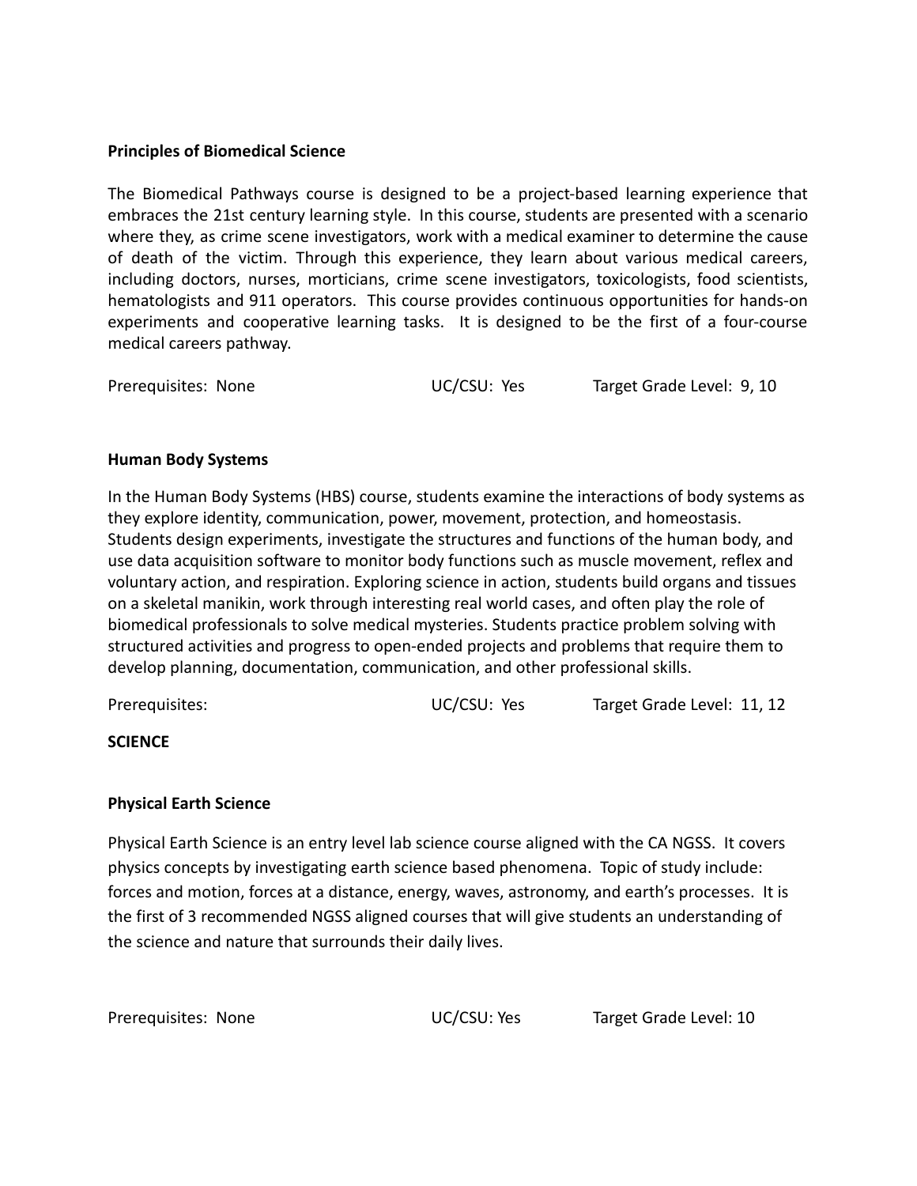**Principles of Biomedical Science**

The Biomedical Pathways course is designed to be a project-based learning experience that embraces the 21st century learning style. In this course, students are presented with a scenario where they, as crime scene investigators, work with a medical examiner to determine the cause of death of the victim. Through this experience, they learn about various medical careers, including doctors, nurses, morticians, crime scene investigators, toxicologists, food scientists, hematologists and 911 operators. This course provides continuous opportunities for hands-on experiments and cooperative learning tasks. It is designed to be the first of a four-course medical careers pathway.

Prerequisites: None UC/CSU: Yes Target Grade Level: 9, 10

**Human Body Systems**

In the Human Body Systems (HBS) course, students examine the interactions of body systems as they explore identity, communication, power, movement, protection, and homeostasis. Students design experiments, investigate the structures and functions of the human body, and use data acquisition software to monitor body functions such as muscle movement, reflex and voluntary action, and respiration. Exploring science in action, students build organs and tissues on a skeletal manikin, work through interesting real world cases, and often play the role of biomedical professionals to solve medical mysteries. Students practice problem solving with structured activities and progress to open-ended projects and problems that require them to develop planning, documentation, communication, and other professional skills.

Prerequisites: UC/CSU: Yes Target Grade Level: 11, 12

**SCIENCE**

**Physical Earth Science**

Physical Earth Science is an entry level lab science course aligned with the CA NGSS. It covers physics concepts by investigating earth science based phenomena. Topic of study include: forces and motion, forces at a distance, energy, waves, astronomy, and earth's processes. It is the first of 3 recommended NGSS aligned courses that will give students an understanding of the science and nature that surrounds their daily lives.

Prerequisites: None UC/CSU: Yes Target Grade Level: 10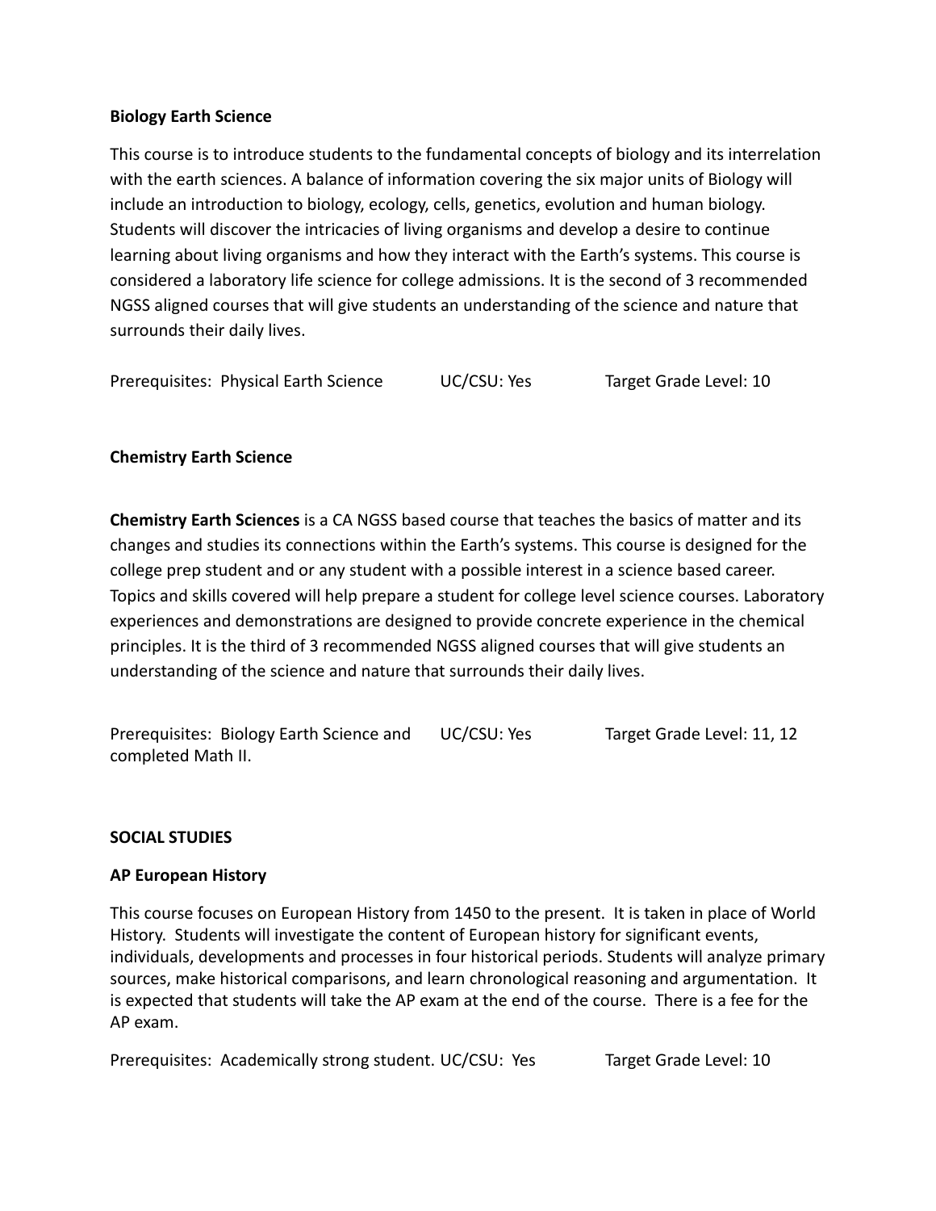**Biology Earth Science**

This course is to introduce students to the fundamental concepts of biology and its interrelation with the earth sciences. A balance of information covering the six major units of Biology will include an introduction to biology, ecology, cells, genetics, evolution and human biology. Students will discover the intricacies of living organisms and develop a desire to continue learning about living organisms and how they interact with the Earth's systems. This course is considered a laboratory life science for college admissions. It is the second of 3 recommended NGSS aligned courses that will give students an understanding of the science and nature that surrounds their daily lives.

Prerequisites: Physical Earth Science UC/CSU: Yes Target Grade Level: 10

**Chemistry Earth Science**

**Chemistry Earth Sciences** is a CA NGSS based course that teaches the basics of matter and its changes and studies its connections within the Earth's systems. This course is designed for the college prep student and or any student with a possible interest in a science based career. Topics and skills covered will help prepare a student for college level science courses. Laboratory experiences and demonstrations are designed to provide concrete experience in the chemical principles. It is the third of 3 recommended NGSS aligned courses that will give students an understanding of the science and nature that surrounds their daily lives.

Prerequisites: Biology Earth Science and completed Math II. UC/CSU: Yes Target Grade Level: 11, 12

**SOCIAL STUDIES**

**AP European History**

This course focuses on European History from 1450 to the present. It is taken in place of World History. Students will investigate the content of European history for significant events, individuals, developments and processes in four historical periods. Students will analyze primary sources, make historical comparisons, and learn chronological reasoning and argumentation. It is expected that students will take the AP exam at the end of the course. There is a fee for the AP exam.

Prerequisites: Academically strong student. UC/CSU: Yes Target Grade Level: 10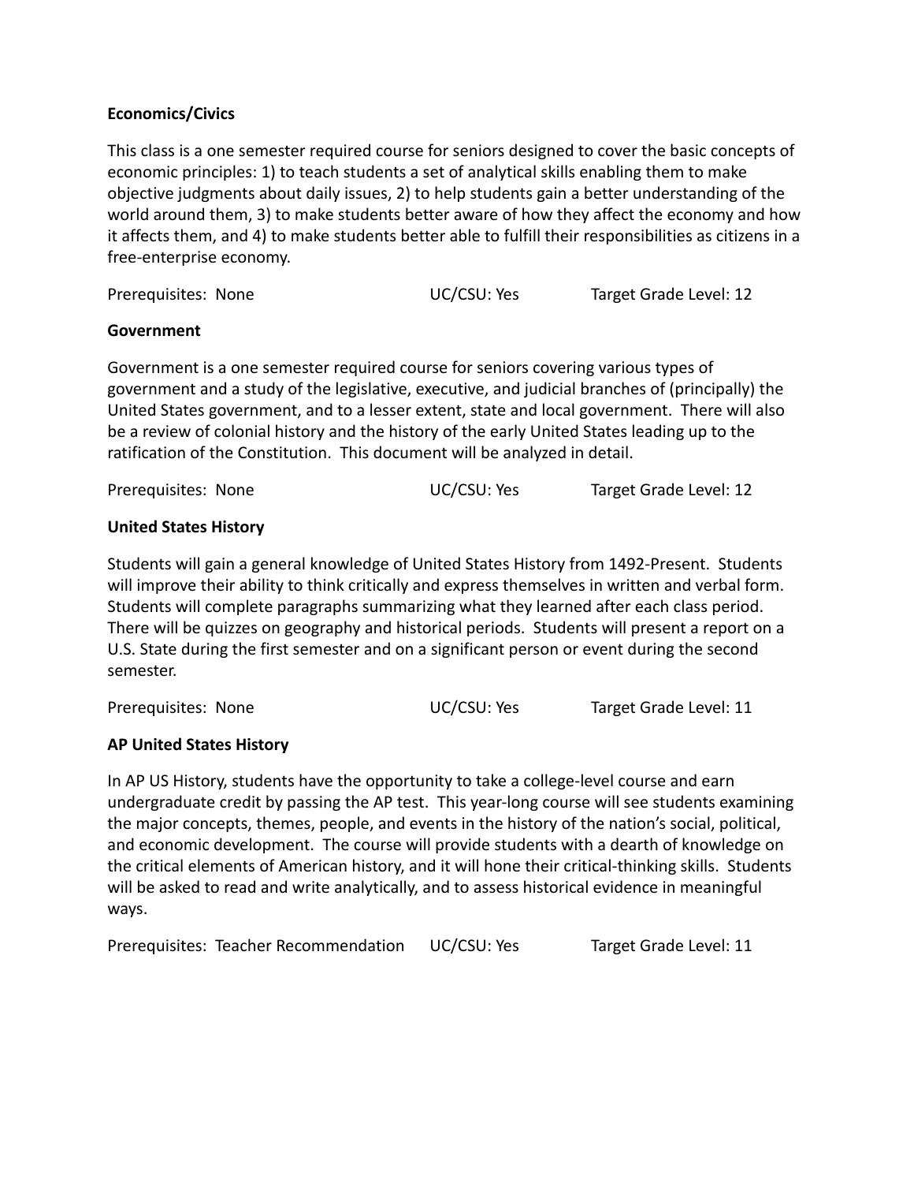**Economics/Civics**

This class is a one semester required course for seniors designed to cover the basic concepts of economic principles: 1) to teach students a set of analytical skills enabling them to make objective judgments about daily issues, 2) to help students gain a better understanding of the world around them, 3) to make students better aware of how they affect the economy and how it affects them, and 4) to make students better able to fulfill their responsibilities as citizens in a free-enterprise economy.

Prerequisites: None UC/CSU: Yes Target Grade Level: 12

**Government**

Government is a one semester required course for seniors covering various types of government and a study of the legislative, executive, and judicial branches of (principally) the United States government, and to a lesser extent, state and local government. There will also be a review of colonial history and the history of the early United States leading up to the ratification of the Constitution. This document will be analyzed in detail.

Prerequisites: None UC/CSU: Yes Target Grade Level: 12

**United States History**

Students will gain a general knowledge of United States History from 1492-Present. Students will improve their ability to think critically and express themselves in written and verbal form. Students will complete paragraphs summarizing what they learned after each class period. There will be quizzes on geography and historical periods. Students will present a report on a U.S. State during the first semester and on a significant person or event during the second semester.

Prerequisites: None UC/CSU: Yes Target Grade Level: 11

**AP United States History**

In AP US History, students have the opportunity to take a college-level course and earn undergraduate credit by passing the AP test. This year-long course will see students examining the major concepts, themes, people, and events in the history of the nation's social, political, and economic development. The course will provide students with a dearth of knowledge on the critical elements of American history, and it will hone their critical-thinking skills. Students will be asked to read and write analytically, and to assess historical evidence in meaningful ways.

Prerequisites: Teacher Recommendation UC/CSU: Yes Target Grade Level: 11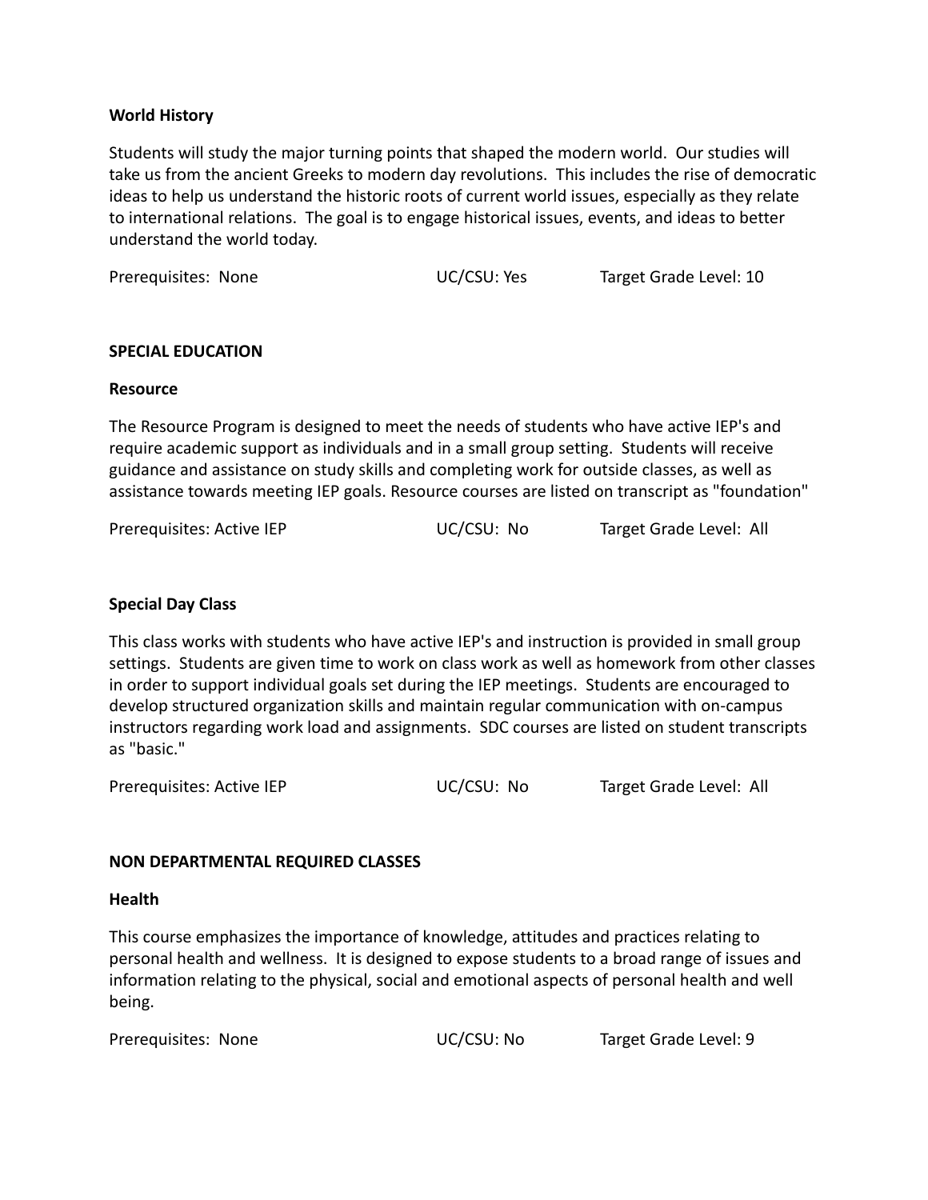**World History**

Students will study the major turning points that shaped the modern world. Our studies will take us from the ancient Greeks to modern day revolutions. This includes the rise of democratic ideas to help us understand the historic roots of current world issues, especially as they relate to international relations. The goal is to engage historical issues, events, and ideas to better understand the world today.

Prerequisites: None　　UC/CSU: Yes　　Target Grade Level: 10

## SPECIAL EDUCATION

**Resource**

The Resource Program is designed to meet the needs of students who have active IEP's and require academic support as individuals and in a small group setting. Students will receive guidance and assistance on study skills and completing work for outside classes, as well as assistance towards meeting IEP goals. Resource courses are listed on transcript as "foundation"

Prerequisites: Active IEP　　UC/CSU: No　　Target Grade Level: All

**Special Day Class**

This class works with students who have active IEP's and instruction is provided in small group settings. Students are given time to work on class work as well as homework from other classes in order to support individual goals set during the IEP meetings. Students are encouraged to develop structured organization skills and maintain regular communication with on-campus instructors regarding work load and assignments. SDC courses are listed on student transcripts as "basic."

Prerequisites: Active IEP　　UC/CSU: No　　Target Grade Level: All

## NON DEPARTMENTAL REQUIRED CLASSES

**Health**

This course emphasizes the importance of knowledge, attitudes and practices relating to personal health and wellness. It is designed to expose students to a broad range of issues and information relating to the physical, social and emotional aspects of personal health and well being.

Prerequisites: None　　UC/CSU: No　　Target Grade Level: 9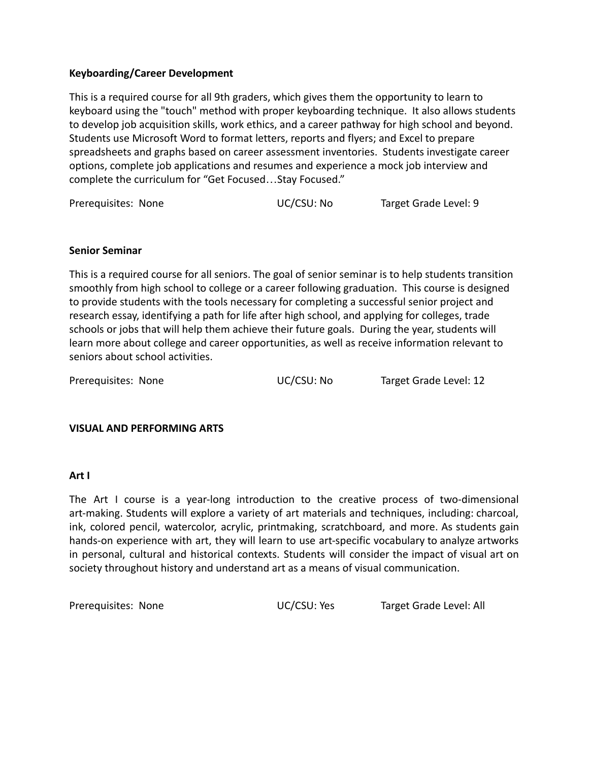**Keyboarding/Career Development**

This is a required course for all 9th graders, which gives them the opportunity to learn to keyboard using the "touch" method with proper keyboarding technique. It also allows students to develop job acquisition skills, work ethics, and a career pathway for high school and beyond. Students use Microsoft Word to format letters, reports and flyers; and Excel to prepare spreadsheets and graphs based on career assessment inventories. Students investigate career options, complete job applications and resumes and experience a mock job interview and complete the curriculum for "Get Focused…Stay Focused."

Prerequisites: None UC/CSU: No Target Grade Level: 9

**Senior Seminar**

This is a required course for all seniors. The goal of senior seminar is to help students transition smoothly from high school to college or a career following graduation. This course is designed to provide students with the tools necessary for completing a successful senior project and research essay, identifying a path for life after high school, and applying for colleges, trade schools or jobs that will help them achieve their future goals. During the year, students will learn more about college and career opportunities, as well as receive information relevant to seniors about school activities.

Prerequisites: None UC/CSU: No Target Grade Level: 12

**VISUAL AND PERFORMING ARTS**

**Art I**

The Art I course is a year-long introduction to the creative process of two-dimensional art-making. Students will explore a variety of art materials and techniques, including: charcoal, ink, colored pencil, watercolor, acrylic, printmaking, scratchboard, and more. As students gain hands-on experience with art, they will learn to use art-specific vocabulary to analyze artworks in personal, cultural and historical contexts. Students will consider the impact of visual art on society throughout history and understand art as a means of visual communication.

Prerequisites: None UC/CSU: Yes Target Grade Level: All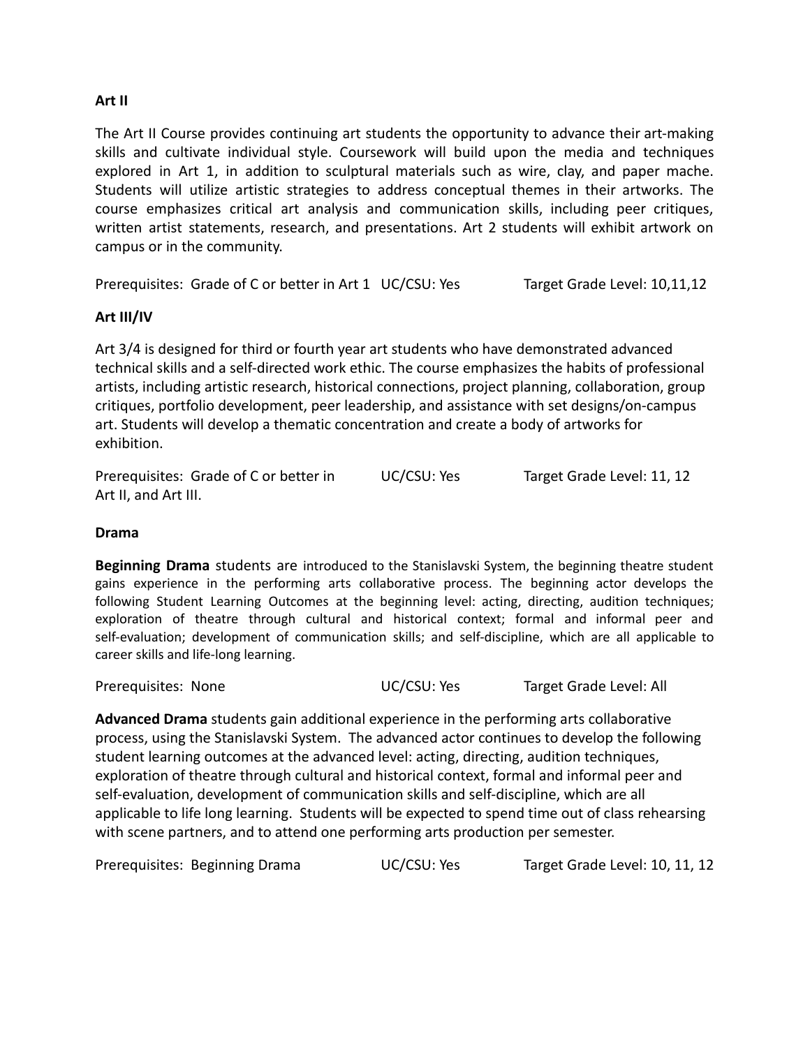**Art II**

The Art II Course provides continuing art students the opportunity to advance their art-making skills and cultivate individual style. Coursework will build upon the media and techniques explored in Art 1, in addition to sculptural materials such as wire, clay, and paper mache. Students will utilize artistic strategies to address conceptual themes in their artworks. The course emphasizes critical art analysis and communication skills, including peer critiques, written artist statements, research, and presentations. Art 2 students will exhibit artwork on campus or in the community.

Prerequisites: Grade of C or better in Art 1 UC/CSU: Yes Target Grade Level: 10,11,12

**Art III/IV**

Art 3/4 is designed for third or fourth year art students who have demonstrated advanced technical skills and a self-directed work ethic. The course emphasizes the habits of professional artists, including artistic research, historical connections, project planning, collaboration, group critiques, portfolio development, peer leadership, and assistance with set designs/on-campus art. Students will develop a thematic concentration and create a body of artworks for exhibition.

Prerequisites: Grade of C or better in Art II, and Art III. UC/CSU: Yes Target Grade Level: 11, 12

**Drama**

**Beginning Drama** students are introduced to the Stanislavski System, the beginning theatre student gains experience in the performing arts collaborative process. The beginning actor develops the following Student Learning Outcomes at the beginning level: acting, directing, audition techniques; exploration of theatre through cultural and historical context; formal and informal peer and self-evaluation; development of communication skills; and self-discipline, which are all applicable to career skills and life-long learning.

Prerequisites: None UC/CSU: Yes Target Grade Level: All

**Advanced Drama** students gain additional experience in the performing arts collaborative process, using the Stanislavski System. The advanced actor continues to develop the following student learning outcomes at the advanced level: acting, directing, audition techniques, exploration of theatre through cultural and historical context, formal and informal peer and self-evaluation, development of communication skills and self-discipline, which are all applicable to life long learning. Students will be expected to spend time out of class rehearsing with scene partners, and to attend one performing arts production per semester.

Prerequisites: Beginning Drama UC/CSU: Yes Target Grade Level: 10, 11, 12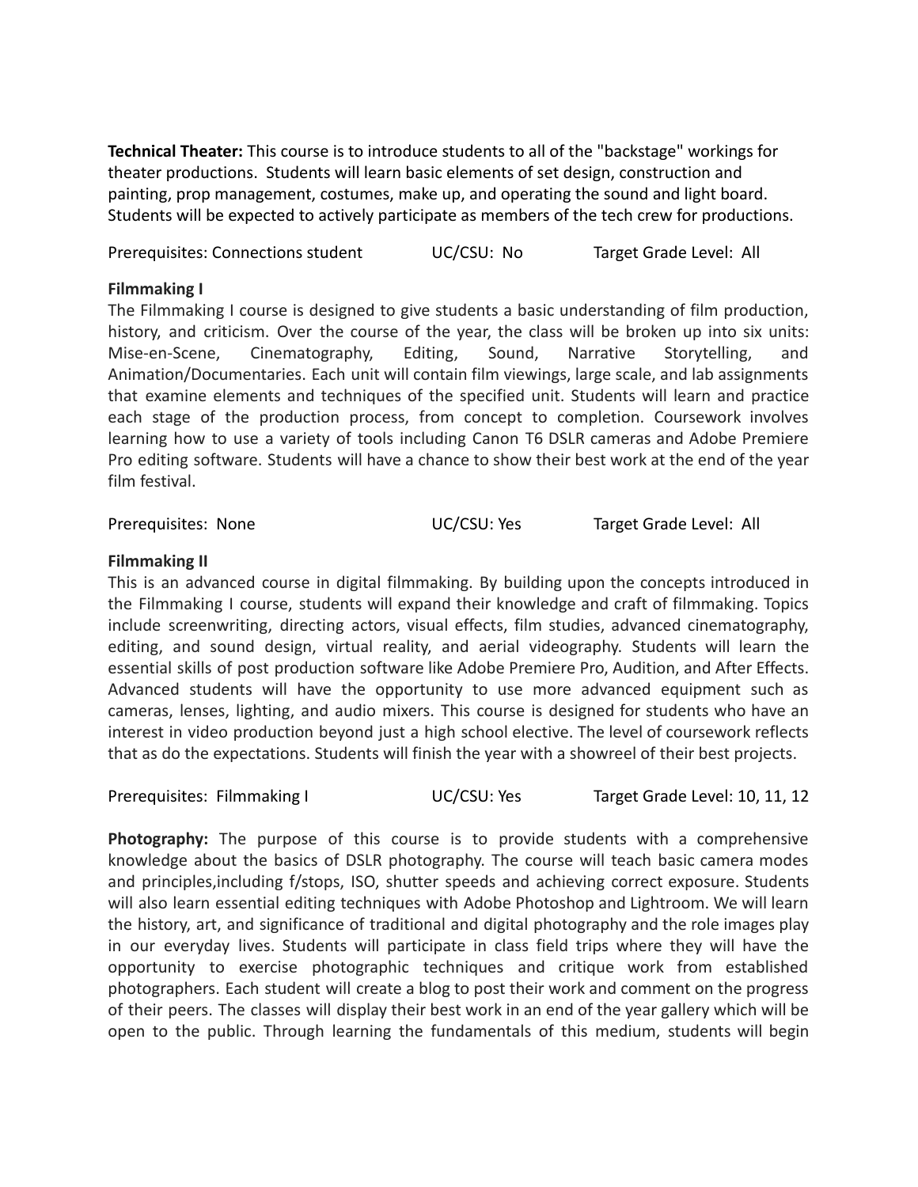**Technical Theater:** This course is to introduce students to all of the "backstage" workings for theater productions. Students will learn basic elements of set design, construction and painting, prop management, costumes, make up, and operating the sound and light board. Students will be expected to actively participate as members of the tech crew for productions.

Prerequisites: Connections student UC/CSU: No Target Grade Level: All

**Filmmaking I**

The Filmmaking I course is designed to give students a basic understanding of film production, history, and criticism. Over the course of the year, the class will be broken up into six units: Mise-en-Scene, Cinematography, Editing, Sound, Narrative Storytelling, and Animation/Documentaries. Each unit will contain film viewings, large scale, and lab assignments that examine elements and techniques of the specified unit. Students will learn and practice each stage of the production process, from concept to completion. Coursework involves learning how to use a variety of tools including Canon T6 DSLR cameras and Adobe Premiere Pro editing software. Students will have a chance to show their best work at the end of the year film festival.

Prerequisites: None UC/CSU: Yes Target Grade Level: All

**Filmmaking II**

This is an advanced course in digital filmmaking. By building upon the concepts introduced in the Filmmaking I course, students will expand their knowledge and craft of filmmaking. Topics include screenwriting, directing actors, visual effects, film studies, advanced cinematography, editing, and sound design, virtual reality, and aerial videography. Students will learn the essential skills of post production software like Adobe Premiere Pro, Audition, and After Effects. Advanced students will have the opportunity to use more advanced equipment such as cameras, lenses, lighting, and audio mixers. This course is designed for students who have an interest in video production beyond just a high school elective. The level of coursework reflects that as do the expectations. Students will finish the year with a showreel of their best projects.

Prerequisites: Filmmaking I UC/CSU: Yes Target Grade Level: 10, 11, 12

**Photography:** The purpose of this course is to provide students with a comprehensive knowledge about the basics of DSLR photography. The course will teach basic camera modes and principles,including f/stops, ISO, shutter speeds and achieving correct exposure. Students will also learn essential editing techniques with Adobe Photoshop and Lightroom. We will learn the history, art, and significance of traditional and digital photography and the role images play in our everyday lives. Students will participate in class field trips where they will have the opportunity to exercise photographic techniques and critique work from established photographers. Each student will create a blog to post their work and comment on the progress of their peers. The classes will display their best work in an end of the year gallery which will be open to the public. Through learning the fundamentals of this medium, students will begin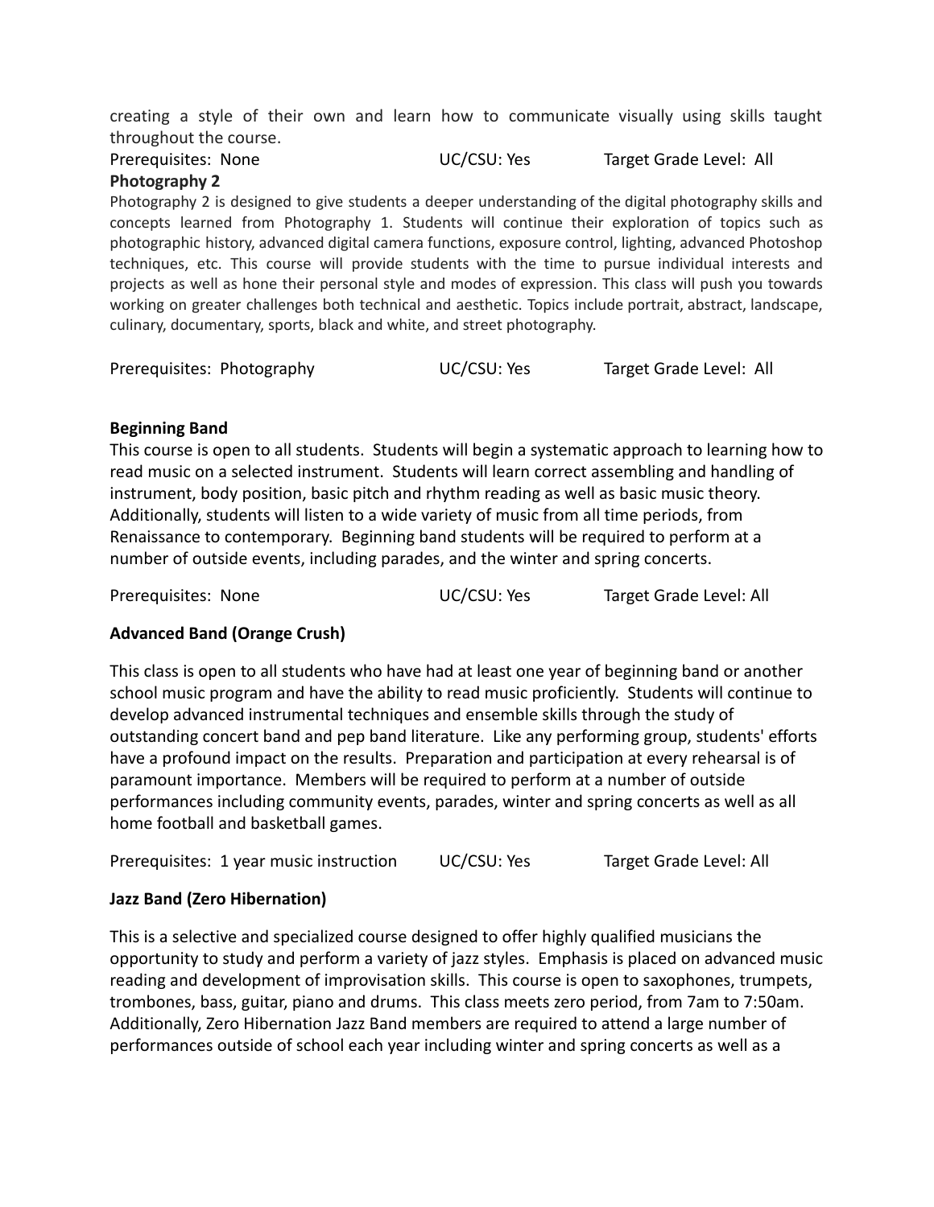creating a style of their own and learn how to communicate visually using skills taught throughout the course.

Prerequisites: None UC/CSU: Yes Target Grade Level: All

**Photography 2**

Photography 2 is designed to give students a deeper understanding of the digital photography skills and concepts learned from Photography 1. Students will continue their exploration of topics such as photographic history, advanced digital camera functions, exposure control, lighting, advanced Photoshop techniques, etc. This course will provide students with the time to pursue individual interests and projects as well as hone their personal style and modes of expression. This class will push you towards working on greater challenges both technical and aesthetic. Topics include portrait, abstract, landscape, culinary, documentary, sports, black and white, and street photography.

Prerequisites: Photography UC/CSU: Yes Target Grade Level: All

**Beginning Band**

This course is open to all students. Students will begin a systematic approach to learning how to read music on a selected instrument. Students will learn correct assembling and handling of instrument, body position, basic pitch and rhythm reading as well as basic music theory. Additionally, students will listen to a wide variety of music from all time periods, from Renaissance to contemporary. Beginning band students will be required to perform at a number of outside events, including parades, and the winter and spring concerts.

Prerequisites: None UC/CSU: Yes Target Grade Level: All

**Advanced Band (Orange Crush)**

This class is open to all students who have had at least one year of beginning band or another school music program and have the ability to read music proficiently. Students will continue to develop advanced instrumental techniques and ensemble skills through the study of outstanding concert band and pep band literature. Like any performing group, students' efforts have a profound impact on the results. Preparation and participation at every rehearsal is of paramount importance. Members will be required to perform at a number of outside performances including community events, parades, winter and spring concerts as well as all home football and basketball games.

Prerequisites: 1 year music instruction UC/CSU: Yes Target Grade Level: All

**Jazz Band (Zero Hibernation)**

This is a selective and specialized course designed to offer highly qualified musicians the opportunity to study and perform a variety of jazz styles. Emphasis is placed on advanced music reading and development of improvisation skills. This course is open to saxophones, trumpets, trombones, bass, guitar, piano and drums. This class meets zero period, from 7am to 7:50am. Additionally, Zero Hibernation Jazz Band members are required to attend a large number of performances outside of school each year including winter and spring concerts as well as a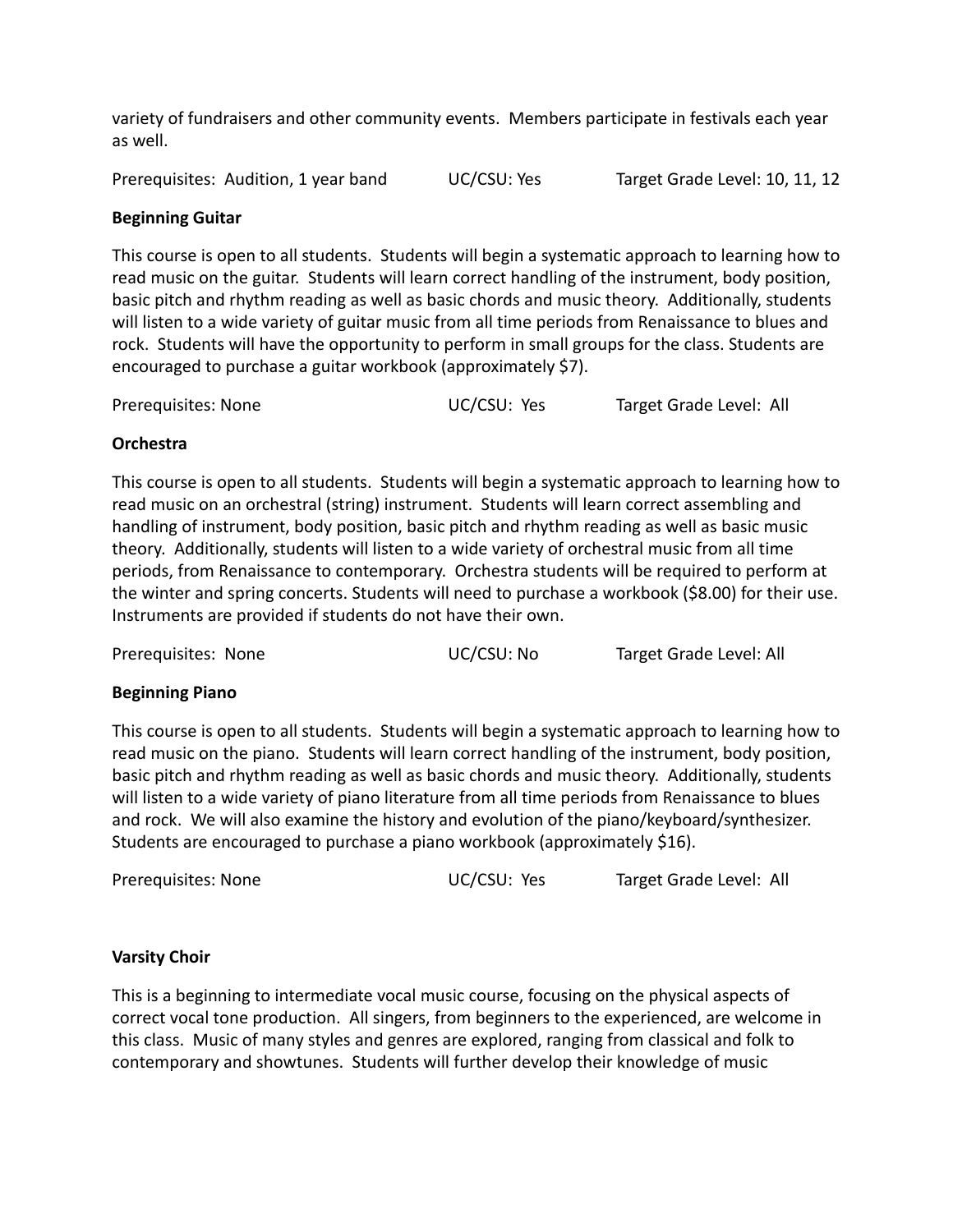variety of fundraisers and other community events. Members participate in festivals each year as well.

Prerequisites: Audition, 1 year band  UC/CSU: Yes  Target Grade Level: 10, 11, 12

**Beginning Guitar**

This course is open to all students. Students will begin a systematic approach to learning how to read music on the guitar. Students will learn correct handling of the instrument, body position, basic pitch and rhythm reading as well as basic chords and music theory. Additionally, students will listen to a wide variety of guitar music from all time periods from Renaissance to blues and rock. Students will have the opportunity to perform in small groups for the class. Students are encouraged to purchase a guitar workbook (approximately $7).

Prerequisites: None  UC/CSU: Yes  Target Grade Level: All

**Orchestra**

This course is open to all students. Students will begin a systematic approach to learning how to read music on an orchestral (string) instrument. Students will learn correct assembling and handling of instrument, body position, basic pitch and rhythm reading as well as basic music theory. Additionally, students will listen to a wide variety of orchestral music from all time periods, from Renaissance to contemporary. Orchestra students will be required to perform at the winter and spring concerts. Students will need to purchase a workbook ($8.00) for their use. Instruments are provided if students do not have their own.

Prerequisites: None  UC/CSU: No  Target Grade Level: All

**Beginning Piano**

This course is open to all students. Students will begin a systematic approach to learning how to read music on the piano. Students will learn correct handling of the instrument, body position, basic pitch and rhythm reading as well as basic chords and music theory. Additionally, students will listen to a wide variety of piano literature from all time periods from Renaissance to blues and rock. We will also examine the history and evolution of the piano/keyboard/synthesizer. Students are encouraged to purchase a piano workbook (approximately $16).

Prerequisites: None  UC/CSU: Yes  Target Grade Level: All

**Varsity Choir**

This is a beginning to intermediate vocal music course, focusing on the physical aspects of correct vocal tone production. All singers, from beginners to the experienced, are welcome in this class. Music of many styles and genres are explored, ranging from classical and folk to contemporary and showtunes. Students will further develop their knowledge of music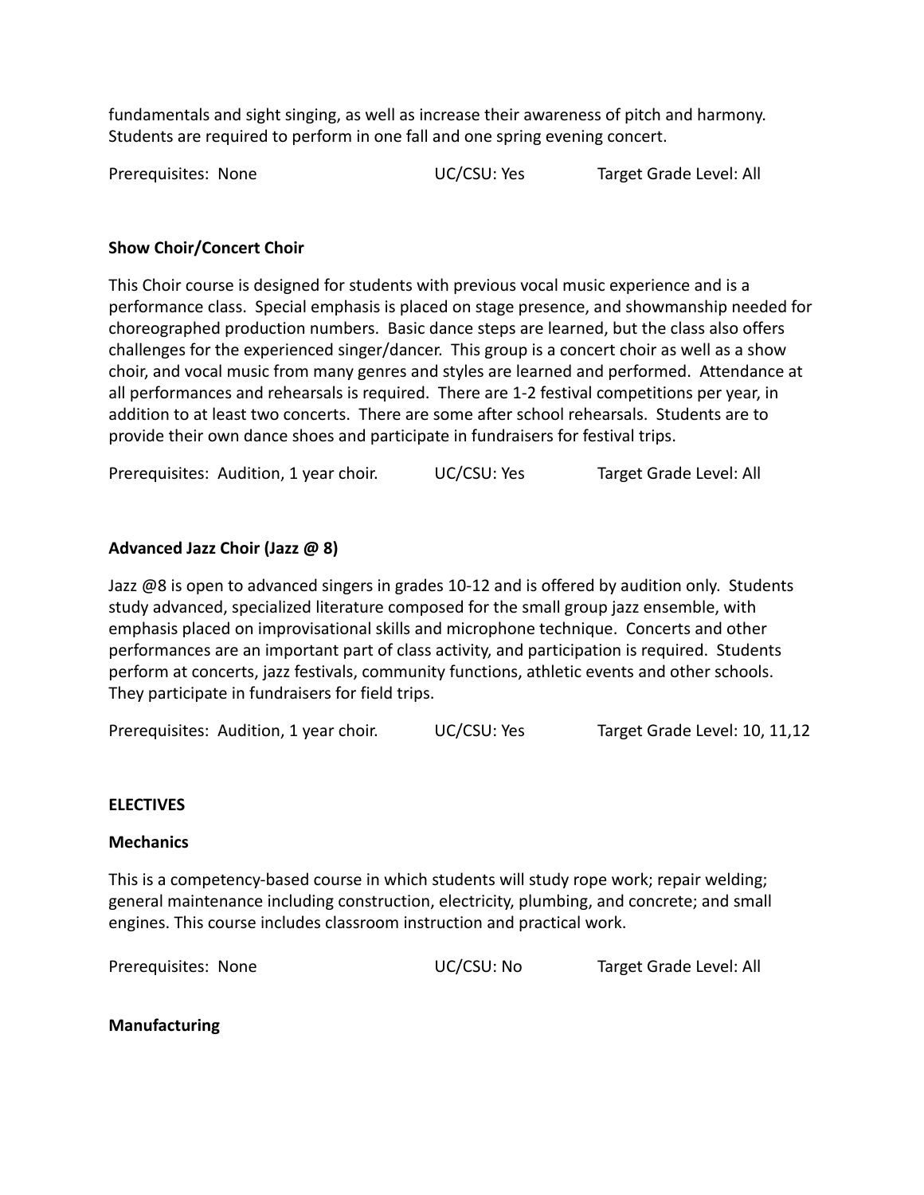fundamentals and sight singing, as well as increase their awareness of pitch and harmony. Students are required to perform in one fall and one spring evening concert.

Prerequisites: None UC/CSU: Yes Target Grade Level: All

### Show Choir/Concert Choir

This Choir course is designed for students with previous vocal music experience and is a performance class. Special emphasis is placed on stage presence, and showmanship needed for choreographed production numbers. Basic dance steps are learned, but the class also offers challenges for the experienced singer/dancer. This group is a concert choir as well as a show choir, and vocal music from many genres and styles are learned and performed. Attendance at all performances and rehearsals is required. There are 1-2 festival competitions per year, in addition to at least two concerts. There are some after school rehearsals. Students are to provide their own dance shoes and participate in fundraisers for festival trips.

Prerequisites: Audition, 1 year choir. UC/CSU: Yes Target Grade Level: All

### Advanced Jazz Choir (Jazz @ 8)

Jazz @8 is open to advanced singers in grades 10-12 and is offered by audition only. Students study advanced, specialized literature composed for the small group jazz ensemble, with emphasis placed on improvisational skills and microphone technique. Concerts and other performances are an important part of class activity, and participation is required. Students perform at concerts, jazz festivals, community functions, athletic events and other schools. They participate in fundraisers for field trips.

Prerequisites: Audition, 1 year choir. UC/CSU: Yes Target Grade Level: 10, 11,12

## ELECTIVES

### Mechanics

This is a competency-based course in which students will study rope work; repair welding; general maintenance including construction, electricity, plumbing, and concrete; and small engines. This course includes classroom instruction and practical work.

Prerequisites: None UC/CSU: No Target Grade Level: All

### Manufacturing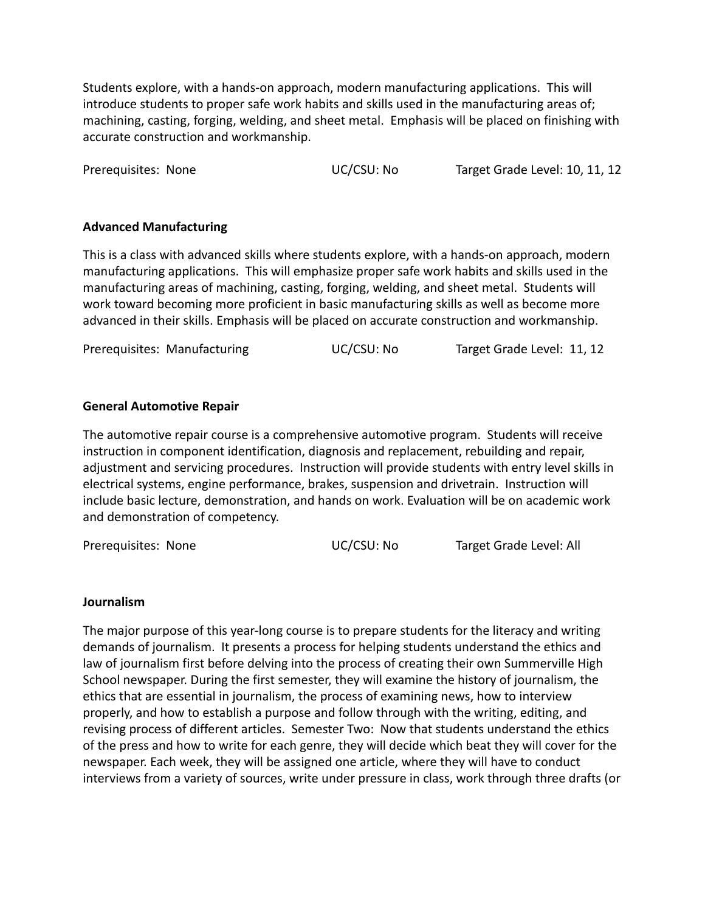Students explore, with a hands-on approach, modern manufacturing applications. This will introduce students to proper safe work habits and skills used in the manufacturing areas of; machining, casting, forging, welding, and sheet metal. Emphasis will be placed on finishing with accurate construction and workmanship.

Prerequisites: None UC/CSU: No Target Grade Level: 10, 11, 12

**Advanced Manufacturing**

This is a class with advanced skills where students explore, with a hands-on approach, modern manufacturing applications. This will emphasize proper safe work habits and skills used in the manufacturing areas of machining, casting, forging, welding, and sheet metal. Students will work toward becoming more proficient in basic manufacturing skills as well as become more advanced in their skills. Emphasis will be placed on accurate construction and workmanship.

Prerequisites: Manufacturing UC/CSU: No Target Grade Level: 11, 12

**General Automotive Repair**

The automotive repair course is a comprehensive automotive program. Students will receive instruction in component identification, diagnosis and replacement, rebuilding and repair, adjustment and servicing procedures. Instruction will provide students with entry level skills in electrical systems, engine performance, brakes, suspension and drivetrain. Instruction will include basic lecture, demonstration, and hands on work. Evaluation will be on academic work and demonstration of competency.

Prerequisites: None UC/CSU: No Target Grade Level: All

**Journalism**

The major purpose of this year-long course is to prepare students for the literacy and writing demands of journalism. It presents a process for helping students understand the ethics and law of journalism first before delving into the process of creating their own Summerville High School newspaper. During the first semester, they will examine the history of journalism, the ethics that are essential in journalism, the process of examining news, how to interview properly, and how to establish a purpose and follow through with the writing, editing, and revising process of different articles. Semester Two: Now that students understand the ethics of the press and how to write for each genre, they will decide which beat they will cover for the newspaper. Each week, they will be assigned one article, where they will have to conduct interviews from a variety of sources, write under pressure in class, work through three drafts (or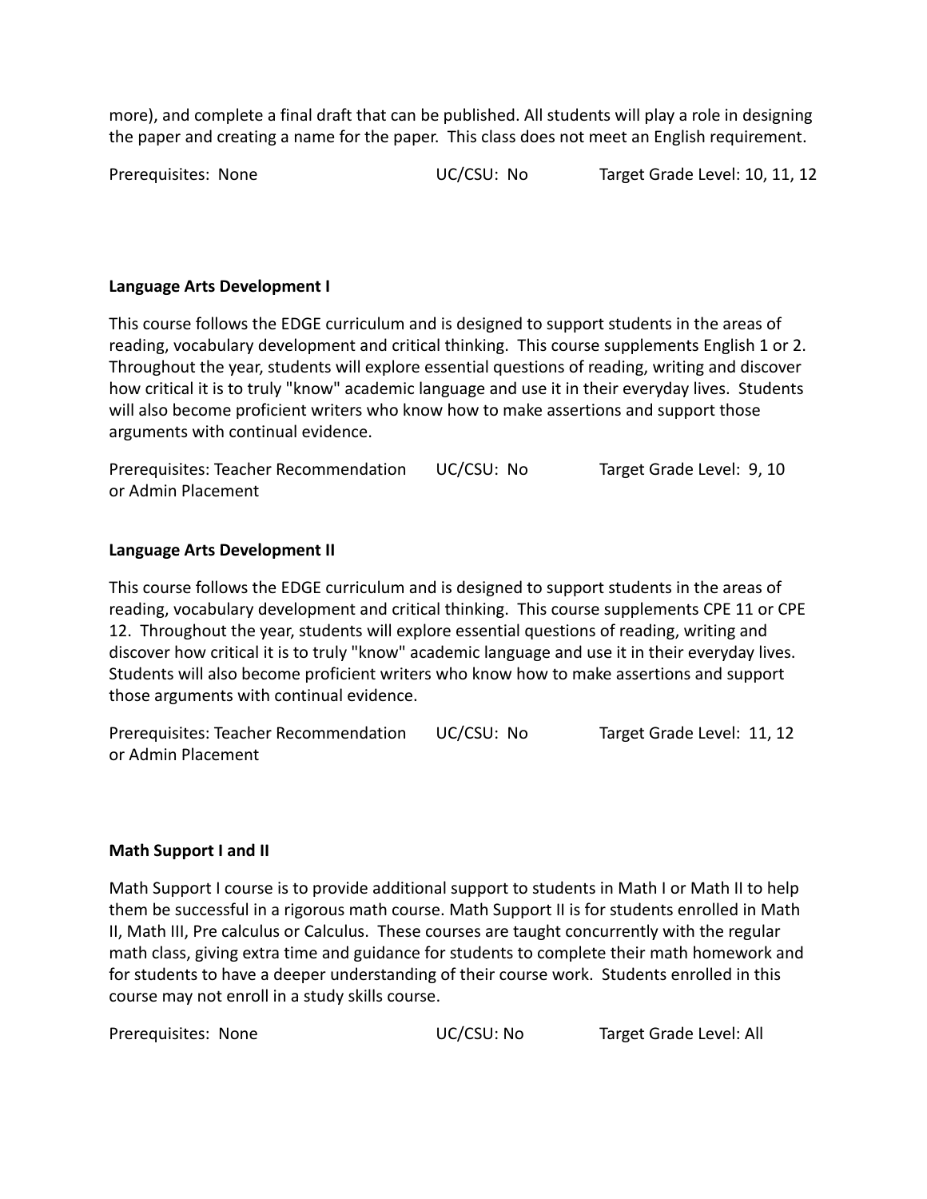more), and complete a final draft that can be published. All students will play a role in designing the paper and creating a name for the paper. This class does not meet an English requirement.

Prerequisites: None | UC/CSU: No | Target Grade Level: 10, 11, 12

### Language Arts Development I

This course follows the EDGE curriculum and is designed to support students in the areas of reading, vocabulary development and critical thinking. This course supplements English 1 or 2. Throughout the year, students will explore essential questions of reading, writing and discover how critical it is to truly "know" academic language and use it in their everyday lives. Students will also become proficient writers who know how to make assertions and support those arguments with continual evidence.

Prerequisites: Teacher Recommendation or Admin Placement | UC/CSU: No | Target Grade Level: 9, 10

### Language Arts Development II

This course follows the EDGE curriculum and is designed to support students in the areas of reading, vocabulary development and critical thinking. This course supplements CPE 11 or CPE 12. Throughout the year, students will explore essential questions of reading, writing and discover how critical it is to truly "know" academic language and use it in their everyday lives. Students will also become proficient writers who know how to make assertions and support those arguments with continual evidence.

Prerequisites: Teacher Recommendation or Admin Placement | UC/CSU: No | Target Grade Level: 11, 12

### Math Support I and II

Math Support I course is to provide additional support to students in Math I or Math II to help them be successful in a rigorous math course. Math Support II is for students enrolled in Math II, Math III, Pre calculus or Calculus. These courses are taught concurrently with the regular math class, giving extra time and guidance for students to complete their math homework and for students to have a deeper understanding of their course work. Students enrolled in this course may not enroll in a study skills course.

Prerequisites: None | UC/CSU: No | Target Grade Level: All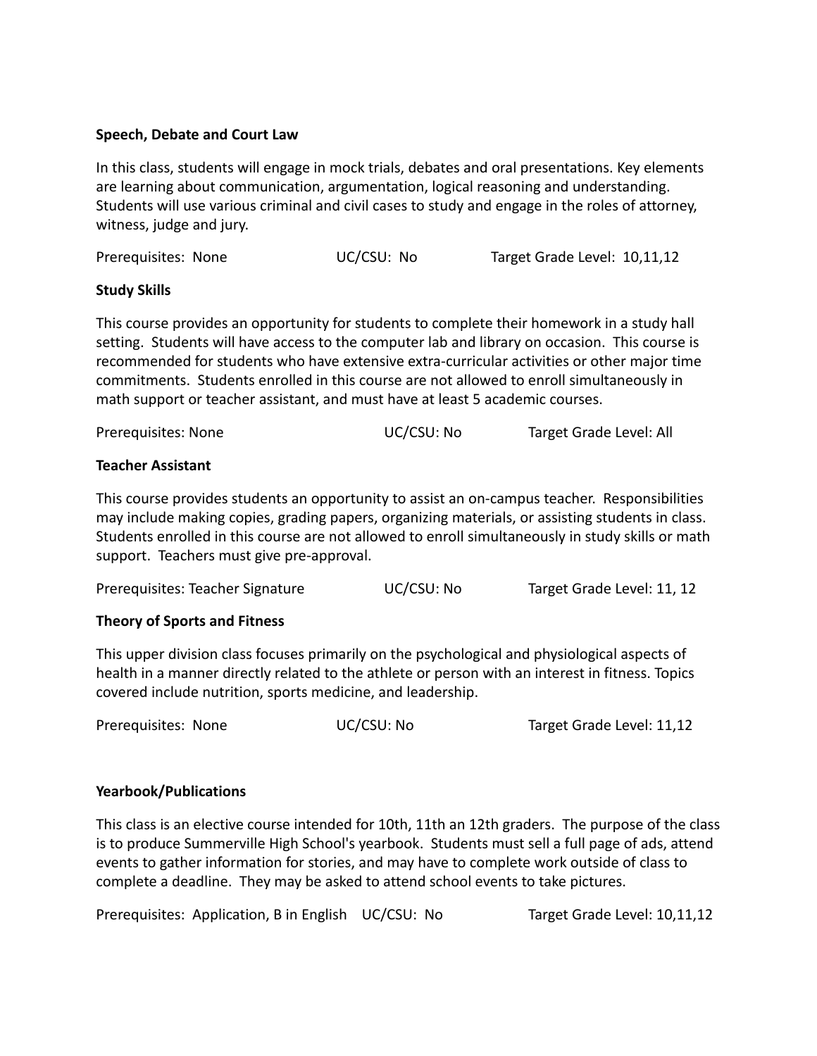**Speech, Debate and Court Law**

In this class, students will engage in mock trials, debates and oral presentations. Key elements are learning about communication, argumentation, logical reasoning and understanding. Students will use various criminal and civil cases to study and engage in the roles of attorney, witness, judge and jury.

Prerequisites: None UC/CSU: No Target Grade Level: 10,11,12

**Study Skills**

This course provides an opportunity for students to complete their homework in a study hall setting. Students will have access to the computer lab and library on occasion. This course is recommended for students who have extensive extra-curricular activities or other major time commitments. Students enrolled in this course are not allowed to enroll simultaneously in math support or teacher assistant, and must have at least 5 academic courses.

Prerequisites: None UC/CSU: No Target Grade Level: All

**Teacher Assistant**

This course provides students an opportunity to assist an on-campus teacher. Responsibilities may include making copies, grading papers, organizing materials, or assisting students in class. Students enrolled in this course are not allowed to enroll simultaneously in study skills or math support. Teachers must give pre-approval.

Prerequisites: Teacher Signature UC/CSU: No Target Grade Level: 11, 12

**Theory of Sports and Fitness**

This upper division class focuses primarily on the psychological and physiological aspects of health in a manner directly related to the athlete or person with an interest in fitness. Topics covered include nutrition, sports medicine, and leadership.

Prerequisites: None UC/CSU: No Target Grade Level: 11,12

**Yearbook/Publications**

This class is an elective course intended for 10th, 11th an 12th graders. The purpose of the class is to produce Summerville High School's yearbook. Students must sell a full page of ads, attend events to gather information for stories, and may have to complete work outside of class to complete a deadline. They may be asked to attend school events to take pictures.

Prerequisites: Application, B in English UC/CSU: No Target Grade Level: 10,11,12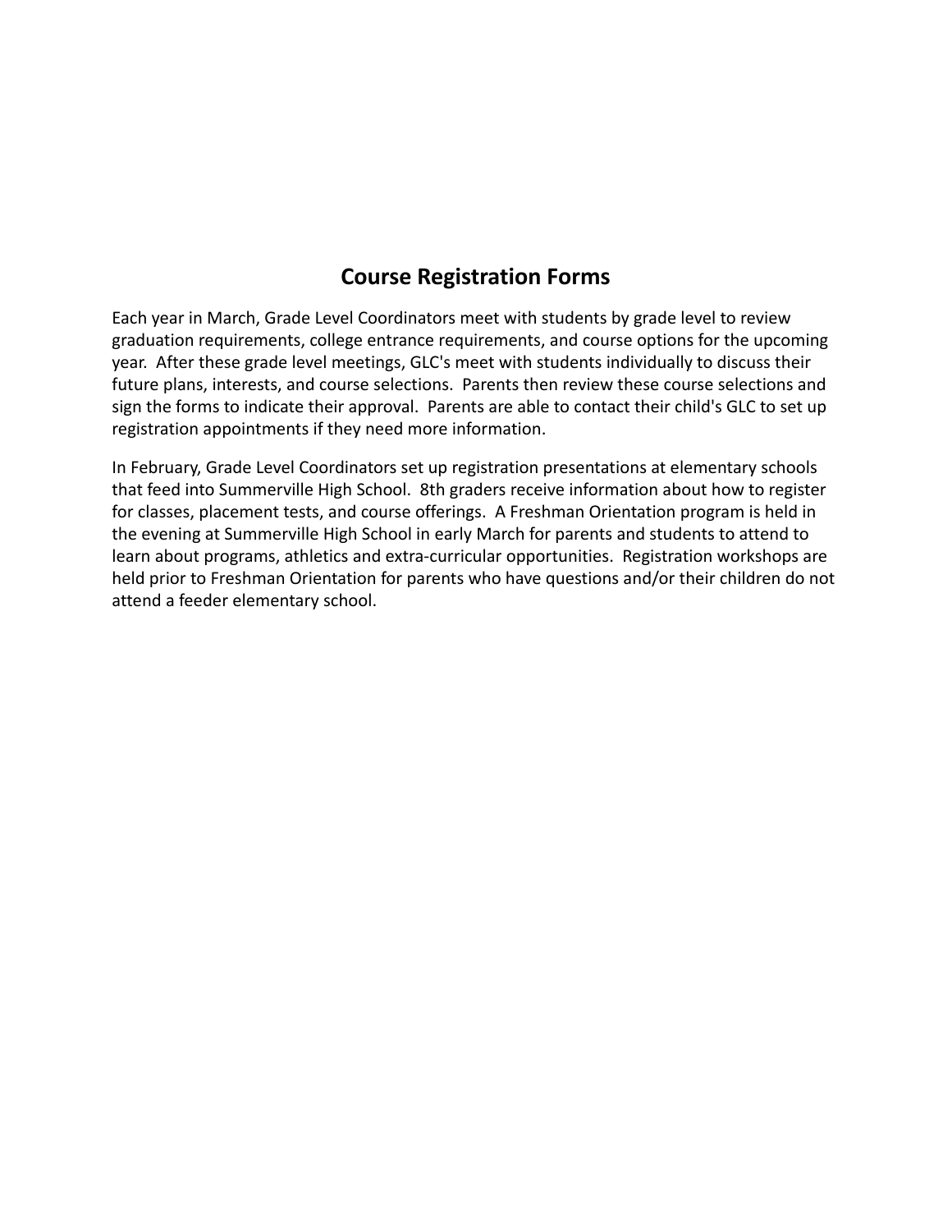## Course Registration Forms

Each year in March, Grade Level Coordinators meet with students by grade level to review graduation requirements, college entrance requirements, and course options for the upcoming year. After these grade level meetings, GLC's meet with students individually to discuss their future plans, interests, and course selections. Parents then review these course selections and sign the forms to indicate their approval. Parents are able to contact their child's GLC to set up registration appointments if they need more information.

In February, Grade Level Coordinators set up registration presentations at elementary schools that feed into Summerville High School. 8th graders receive information about how to register for classes, placement tests, and course offerings. A Freshman Orientation program is held in the evening at Summerville High School in early March for parents and students to attend to learn about programs, athletics and extra-curricular opportunities. Registration workshops are held prior to Freshman Orientation for parents who have questions and/or their children do not attend a feeder elementary school.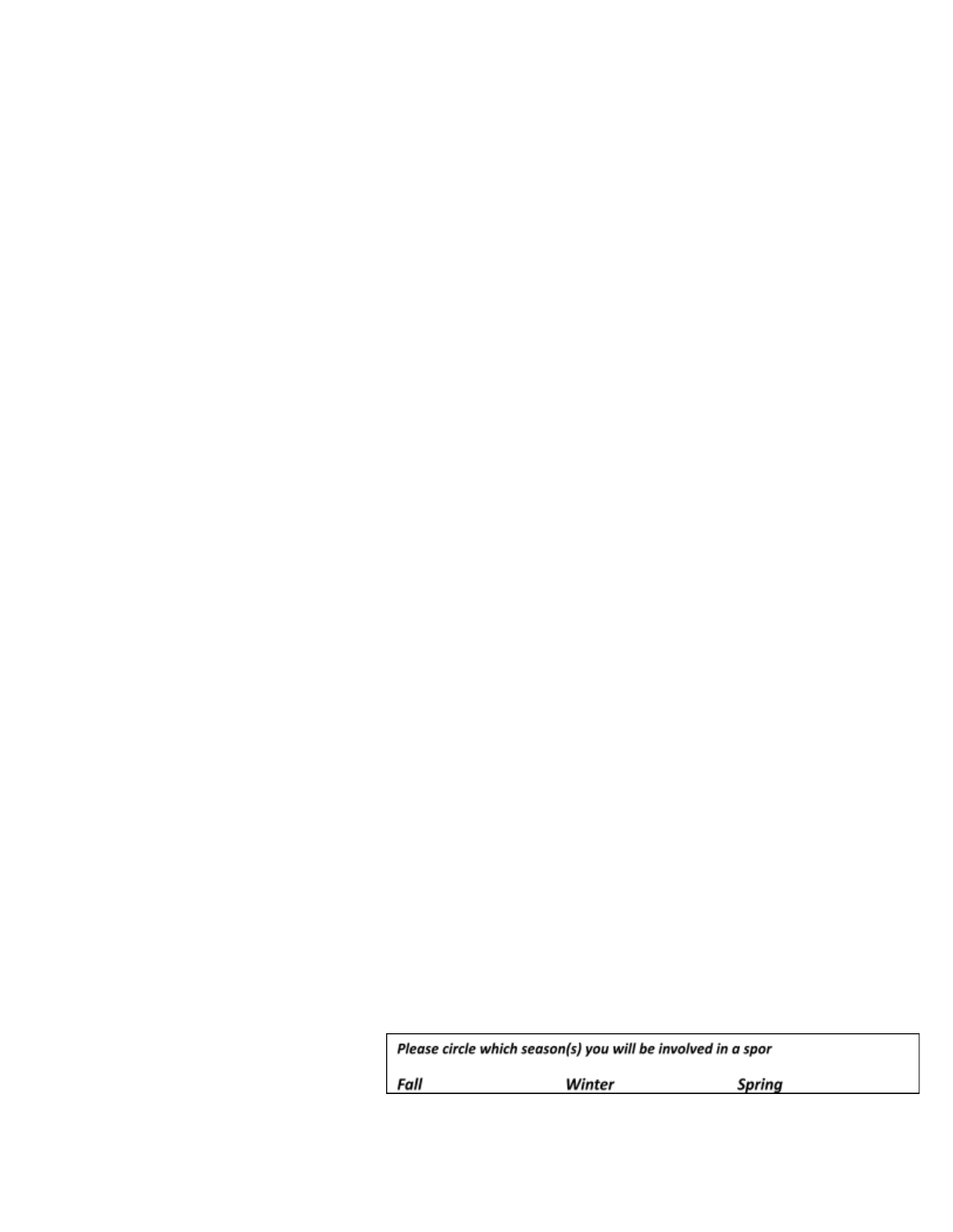| *Please circle which season(s) you will be involved in a spor* | | |
|---|---|---|
| ***Fall*** | ***Winter*** | ***Spring*** |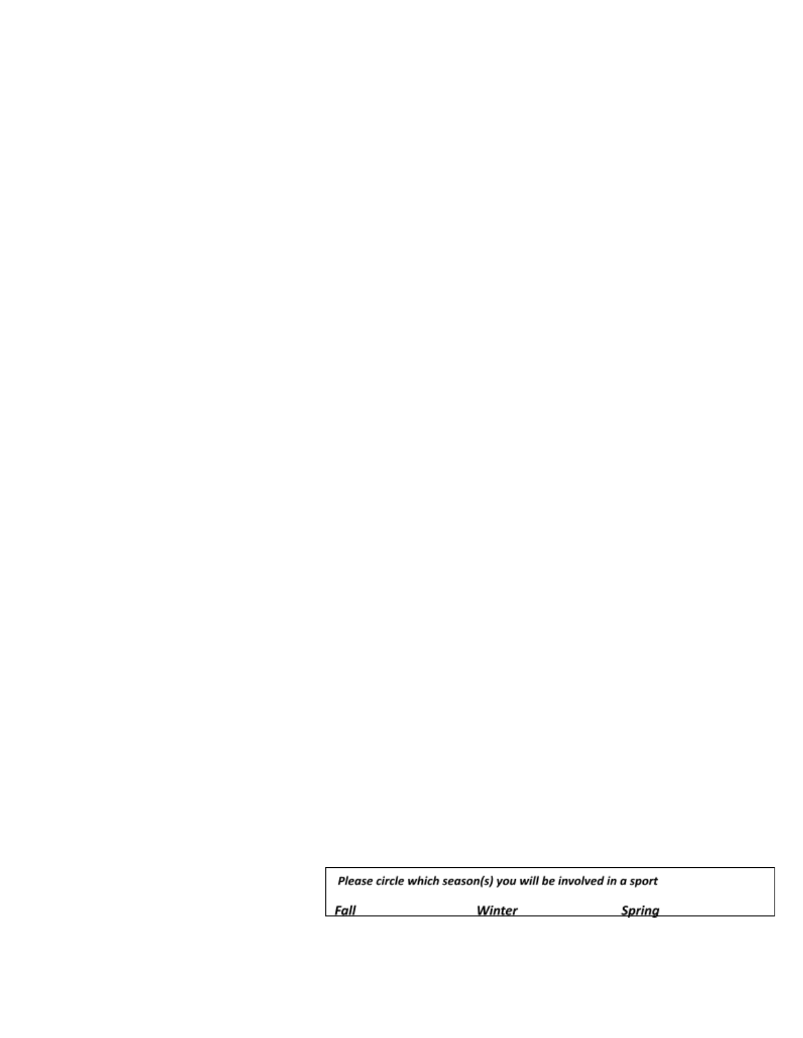***Please circle which season(s) you will be involved in a sport***

***Fall*** ***Winter*** ***Spring***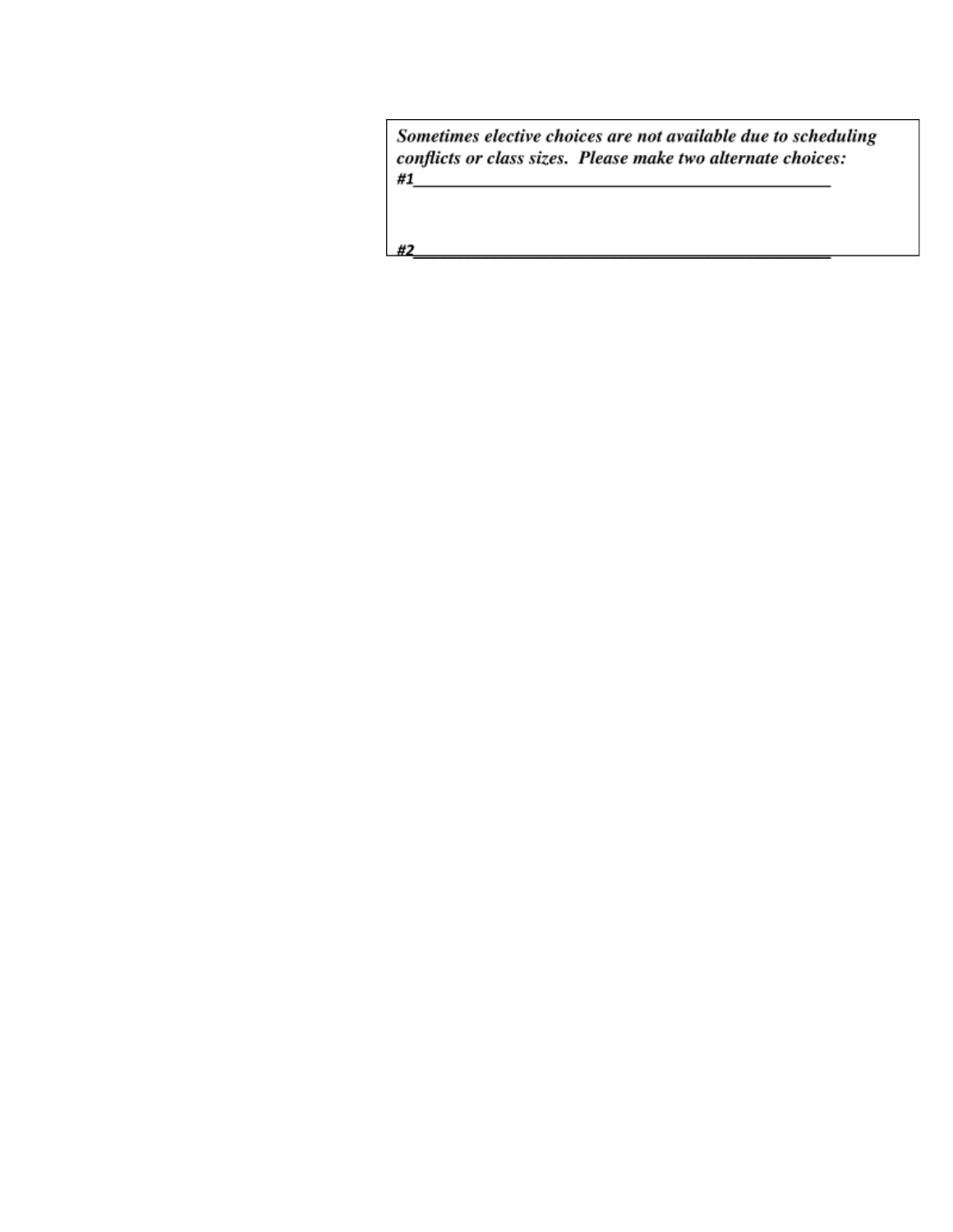***Sometimes elective choices are not available due to scheduling conflicts or class sizes. Please make two alternate choices:***

***#1*___________________________________________________**

***#2*___________________________________________________**